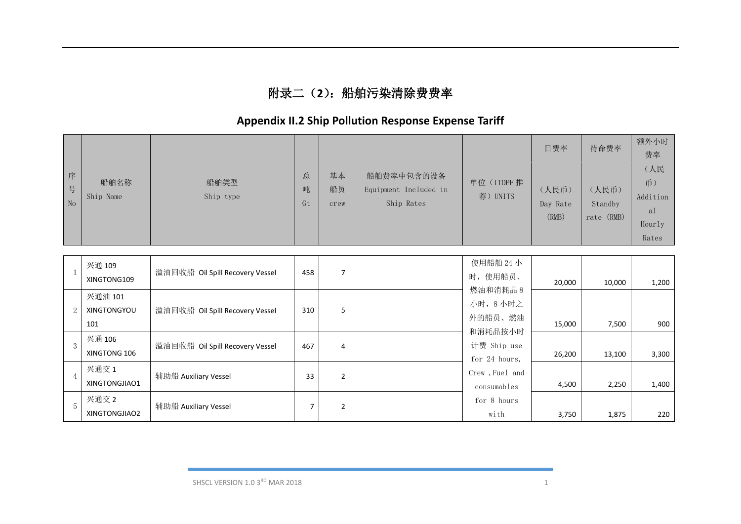# 附录二（2）：船舶污染清除费费率

## Appendix II.2 Ship Pollution Response Expense Tariff

| 序号 No | 船舶名称 Ship Name | 船舶类型 Ship type | 总吨 Gt | 基本船员 crew | 船舶费率中包含的设备 Equipment Included in Ship Rates | 单位（ITOPF 推荐）UNITS | 日费率 (人民币) Day Rate (RMB) | 待命费率 (人民币) Standby rate (RMB) | 额外小时费率（人民币）Additional Hourly Rates |
|---|---|---|---|---|---|---|---|---|---|
| 1 | 兴通 109 XINGTONG109 | 溢油回收船 Oil Spill Recovery Vessel | 458 | 7 | | 使用船舶 24 小时，使用船员、燃油和消耗品 8 小时，8 小时之外的船员、燃油和消耗品按小时计费 Ship use for 24 hours, Crew ,Fuel and consumables for 8 hours with | 20,000 | 10,000 | 1,200 |
| 2 | 兴通油 101 XINGTONGYOU 101 | 溢油回收船 Oil Spill Recovery Vessel | 310 | 5 | | | 15,000 | 7,500 | 900 |
| 3 | 兴通 106 XINGTONG 106 | 溢油回收船 Oil Spill Recovery Vessel | 467 | 4 | | | 26,200 | 13,100 | 3,300 |
| 4 | 兴通交 1 XINGTONGJIAO1 | 辅助船 Auxiliary Vessel | 33 | 2 | | | 4,500 | 2,250 | 1,400 |
| 5 | 兴通交 2 XINGTONGJIAO2 | 辅助船 Auxiliary Vessel | 7 | 2 | | | 3,750 | 1,875 | 220 |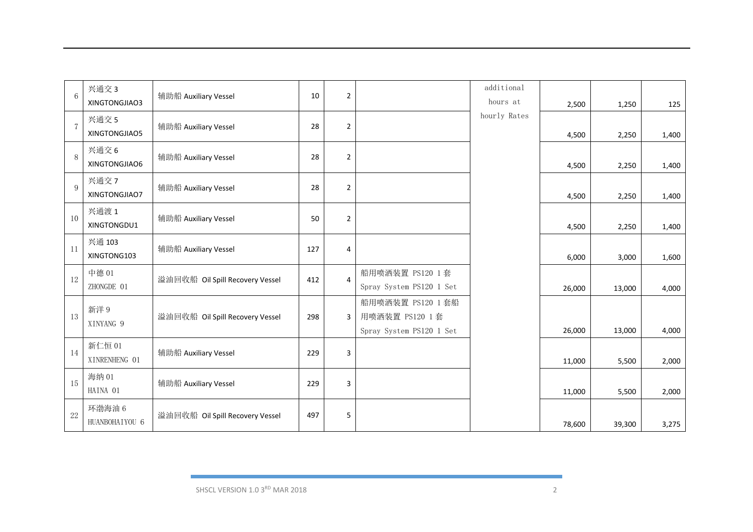| 6 | 兴通交 3 XINGTONGJIAO3 | 辅助船 Auxiliary Vessel | 10 | 2 | | additional hours at hourly Rates | 2,500 | 1,250 | 125 |
|---|---|---|---|---|---|---|---|---|---|
| 7 | 兴通交 5 XINGTONGJIAO5 | 辅助船 Auxiliary Vessel | 28 | 2 | | | 4,500 | 2,250 | 1,400 |
| 8 | 兴通交 6 XINGTONGJIAO6 | 辅助船 Auxiliary Vessel | 28 | 2 | | | 4,500 | 2,250 | 1,400 |
| 9 | 兴通交 7 XINGTONGJIAO7 | 辅助船 Auxiliary Vessel | 28 | 2 | | | 4,500 | 2,250 | 1,400 |
| 10 | 兴通渡 1 XINGTONGDU1 | 辅助船 Auxiliary Vessel | 50 | 2 | | | 4,500 | 2,250 | 1,400 |
| 11 | 兴通 103 XINGTONG103 | 辅助船 Auxiliary Vessel | 127 | 4 | | | 6,000 | 3,000 | 1,600 |
| 12 | 中德 01 ZHONGDE 01 | 溢油回收船 Oil Spill Recovery Vessel | 412 | 4 | 船用喷洒装置 PS120 1 套 Spray System PS120 1 Set | | 26,000 | 13,000 | 4,000 |
| 13 | 新洋 9 XINYANG 9 | 溢油回收船 Oil Spill Recovery Vessel | 298 | 3 | 船用喷洒装置 PS120 1 套船用喷洒装置 PS120 1 套 Spray System PS120 1 Set | | 26,000 | 13,000 | 4,000 |
| 14 | 新仁恒 01 XINRENHENG 01 | 辅助船 Auxiliary Vessel | 229 | 3 | | | 11,000 | 5,500 | 2,000 |
| 15 | 海纳 01 HAINA 01 | 辅助船 Auxiliary Vessel | 229 | 3 | | | 11,000 | 5,500 | 2,000 |
| 22 | 环渤海油 6 HUANBOHAIYOU 6 | 溢油回收船 Oil Spill Recovery Vessel | 497 | 5 | | | 78,600 | 39,300 | 3,275 |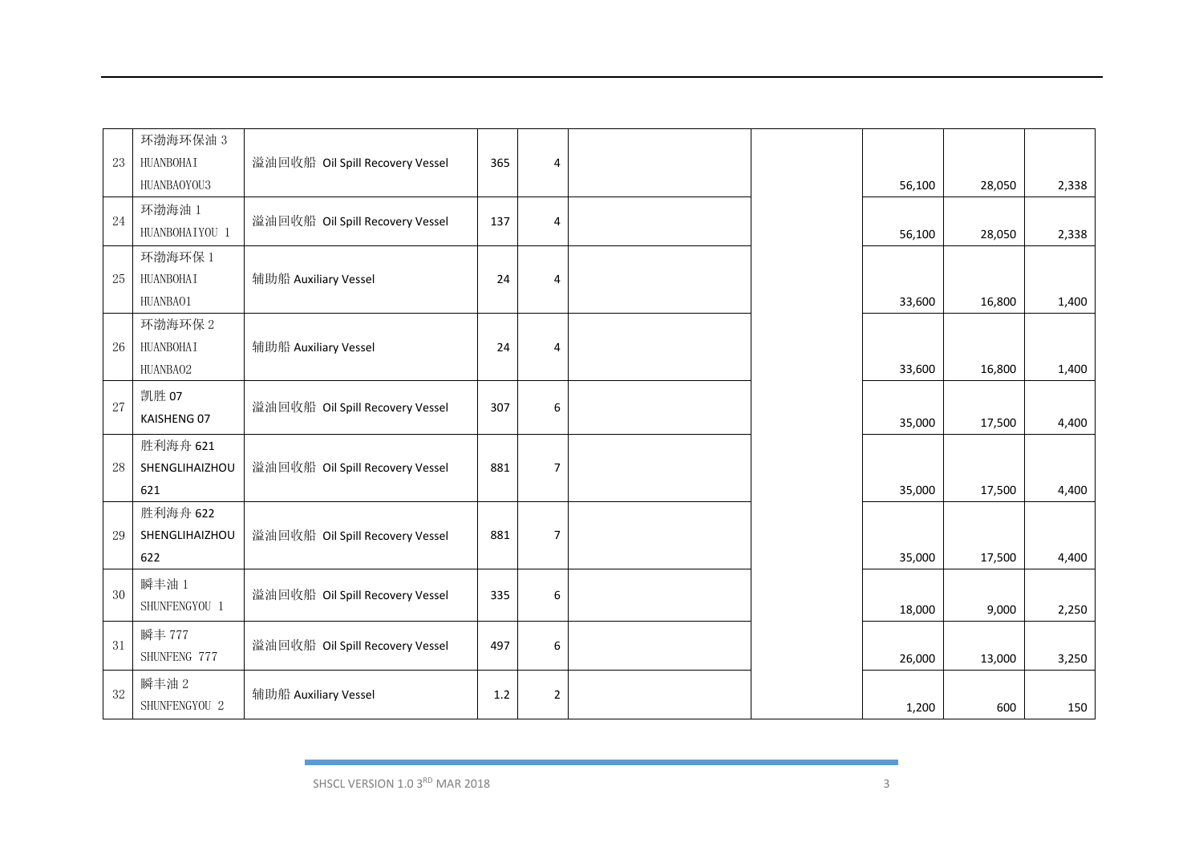| | | | | | | | | | |
|---|---|---|---|---|---|---|---|---|---|
| 23 | 环渤海环保油 3 HUANBOHAI HUANBAOYOU3 | 溢油回收船 Oil Spill Recovery Vessel | 365 | 4 | | | 56,100 | 28,050 | 2,338 |
| 24 | 环渤海油 1 HUANBOHAIYOU 1 | 溢油回收船 Oil Spill Recovery Vessel | 137 | 4 | | | 56,100 | 28,050 | 2,338 |
| 25 | 环渤海环保 1 HUANBOHAI HUANBAO1 | 辅助船 Auxiliary Vessel | 24 | 4 | | | 33,600 | 16,800 | 1,400 |
| 26 | 环渤海环保 2 HUANBOHAI HUANBAO2 | 辅助船 Auxiliary Vessel | 24 | 4 | | | 33,600 | 16,800 | 1,400 |
| 27 | 凯胜 07 KAISHENG 07 | 溢油回收船 Oil Spill Recovery Vessel | 307 | 6 | | | 35,000 | 17,500 | 4,400 |
| 28 | 胜利海舟 621 SHENGLIHAIZHOU 621 | 溢油回收船 Oil Spill Recovery Vessel | 881 | 7 | | | 35,000 | 17,500 | 4,400 |
| 29 | 胜利海舟 622 SHENGLIHAIZHOU 622 | 溢油回收船 Oil Spill Recovery Vessel | 881 | 7 | | | 35,000 | 17,500 | 4,400 |
| 30 | 瞬丰油 1 SHUNFENGYOU 1 | 溢油回收船 Oil Spill Recovery Vessel | 335 | 6 | | | 18,000 | 9,000 | 2,250 |
| 31 | 瞬丰 777 SHUNFENG 777 | 溢油回收船 Oil Spill Recovery Vessel | 497 | 6 | | | 26,000 | 13,000 | 3,250 |
| 32 | 瞬丰油 2 SHUNFENGYOU 2 | 辅助船 Auxiliary Vessel | 1.2 | 2 | | | 1,200 | 600 | 150 |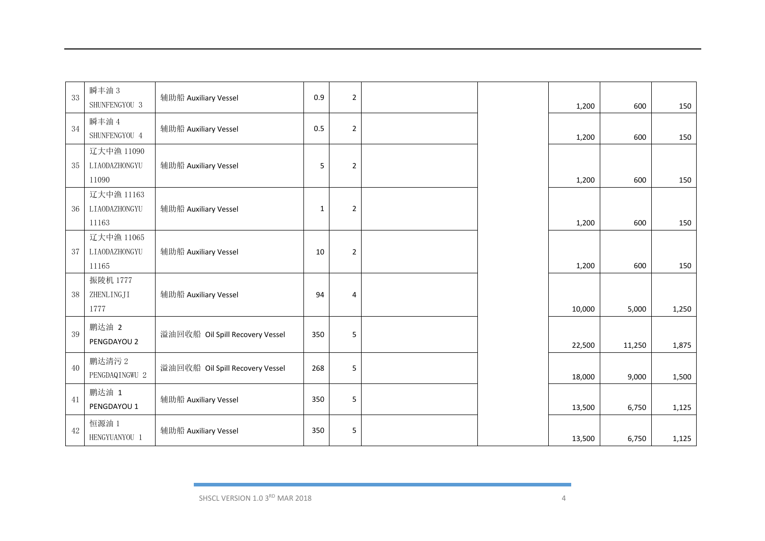| | | | | | | | | | |
|---|---|---|---|---|---|---|---|---|---|
| 33 | 瞬丰油 3 SHUNFENGYOU 3 | 辅助船 Auxiliary Vessel | 0.9 | 2 | | | 1,200 | 600 | 150 |
| 34 | 瞬丰油 4 SHUNFENGYOU 4 | 辅助船 Auxiliary Vessel | 0.5 | 2 | | | 1,200 | 600 | 150 |
| 35 | 辽大中渔 11090 LIAODAZHONGYU 11090 | 辅助船 Auxiliary Vessel | 5 | 2 | | | 1,200 | 600 | 150 |
| 36 | 辽大中渔 11163 LIAODAZHONGYU 11163 | 辅助船 Auxiliary Vessel | 1 | 2 | | | 1,200 | 600 | 150 |
| 37 | 辽大中渔 11065 LIAODAZHONGYU 11165 | 辅助船 Auxiliary Vessel | 10 | 2 | | | 1,200 | 600 | 150 |
| 38 | 振陵机 1777 ZHENLINGJI 1777 | 辅助船 Auxiliary Vessel | 94 | 4 | | | 10,000 | 5,000 | 1,250 |
| 39 | 鹏达油 2 PENGDAYOU 2 | 溢油回收船 Oil Spill Recovery Vessel | 350 | 5 | | | 22,500 | 11,250 | 1,875 |
| 40 | 鹏达清污 2 PENGDAQINGWU 2 | 溢油回收船 Oil Spill Recovery Vessel | 268 | 5 | | | 18,000 | 9,000 | 1,500 |
| 41 | 鹏达油 1 PENGDAYOU 1 | 辅助船 Auxiliary Vessel | 350 | 5 | | | 13,500 | 6,750 | 1,125 |
| 42 | 恒源油 1 HENGYUANYOU 1 | 辅助船 Auxiliary Vessel | 350 | 5 | | | 13,500 | 6,750 | 1,125 |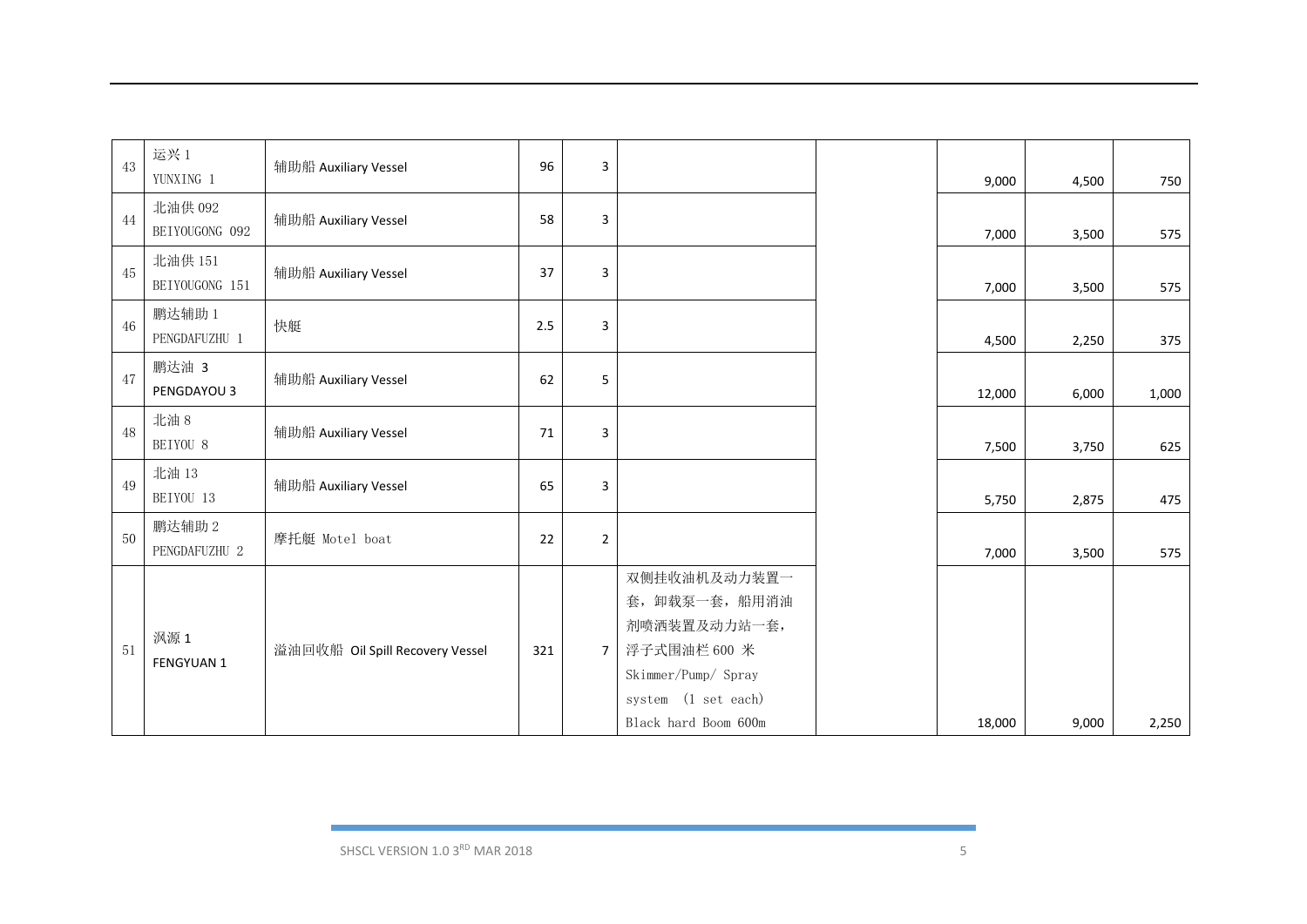| 43 | 运兴 1 YUNXING 1 | 辅助船 Auxiliary Vessel | 96 | 3 | | | 9,000 | 4,500 | 750 |
|---|---|---|---|---|---|---|---|---|---|
| 44 | 北油供 092 BEIYOUGONG 092 | 辅助船 Auxiliary Vessel | 58 | 3 | | | 7,000 | 3,500 | 575 |
| 45 | 北油供 151 BEIYOUGONG 151 | 辅助船 Auxiliary Vessel | 37 | 3 | | | 7,000 | 3,500 | 575 |
| 46 | 鹏达辅助 1 PENGDAFUZHU 1 | 快艇 | 2.5 | 3 | | | 4,500 | 2,250 | 375 |
| 47 | 鹏达油 3 PENGDAYOU 3 | 辅助船 Auxiliary Vessel | 62 | 5 | | | 12,000 | 6,000 | 1,000 |
| 48 | 北油 8 BEIYOU 8 | 辅助船 Auxiliary Vessel | 71 | 3 | | | 7,500 | 3,750 | 625 |
| 49 | 北油 13 BEIYOU 13 | 辅助船 Auxiliary Vessel | 65 | 3 | | | 5,750 | 2,875 | 475 |
| 50 | 鹏达辅助 2 PENGDAFUZHU 2 | 摩托艇 Motel boat | 22 | 2 | | | 7,000 | 3,500 | 575 |
| 51 | 沨源 1 FENGYUAN 1 | 溢油回收船 Oil Spill Recovery Vessel | 321 | 7 | 双侧挂收油机及动力装置一套，卸载泵一套，船用消油剂喷洒装置及动力站一套，浮子式围油栏 600 米 Skimmer/Pump/ Spray system (1 set each) Black hard Boom 600m | | 18,000 | 9,000 | 2,250 |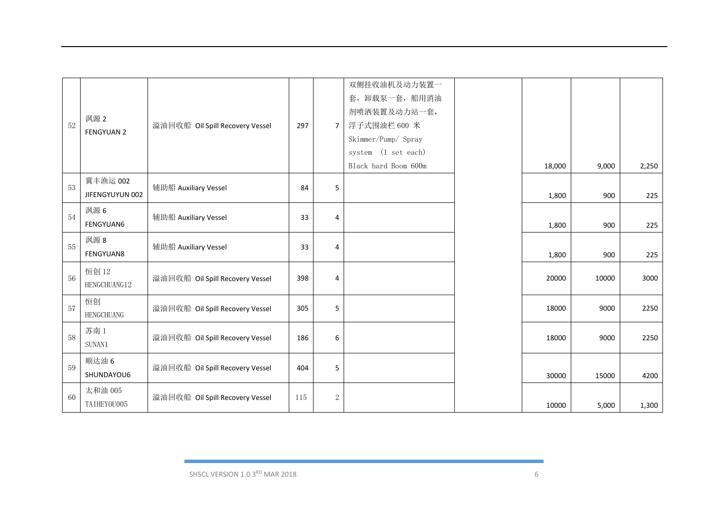| 52 | 沨源 2 FENGYUAN 2 | 溢油回收船 Oil Spill Recovery Vessel | 297 | 7 | 双侧挂收油机及动力装置一套，卸载泵一套，船用消油剂喷洒装置及动力站一套，浮子式围油栏 600 米 Skimmer/Pump/ Spray system (1 set each) Black hard Boom 600m | | 18,000 | 9,000 | 2,250 |
|---|---|---|---|---|---|---|---|---|---|
| 53 | 冀丰渔运 002 JIFENGYUYUN 002 | 辅助船 Auxiliary Vessel | 84 | 5 | | | 1,800 | 900 | 225 |
| 54 | 沨源 6 FENGYUAN6 | 辅助船 Auxiliary Vessel | 33 | 4 | | | 1,800 | 900 | 225 |
| 55 | 沨源 8 FENGYUAN8 | 辅助船 Auxiliary Vessel | 33 | 4 | | | 1,800 | 900 | 225 |
| 56 | 恒创 12 HENGCHUANG12 | 溢油回收船 Oil Spill Recovery Vessel | 398 | 4 | | | 20000 | 10000 | 3000 |
| 57 | 恒创 HENGCHUANG | 溢油回收船 Oil Spill Recovery Vessel | 305 | 5 | | | 18000 | 9000 | 2250 |
| 58 | 苏南 1 SUNAN1 | 溢油回收船 Oil Spill Recovery Vessel | 186 | 6 | | | 18000 | 9000 | 2250 |
| 59 | 顺达油 6 SHUNDAYOU6 | 溢油回收船 Oil Spill Recovery Vessel | 404 | 5 | | | 30000 | 15000 | 4200 |
| 60 | 太和油 005 TAIHEYOU005 | 溢油回收船 Oil Spill Recovery Vessel | 115 | 2 | | | 10000 | 5,000 | 1,300 |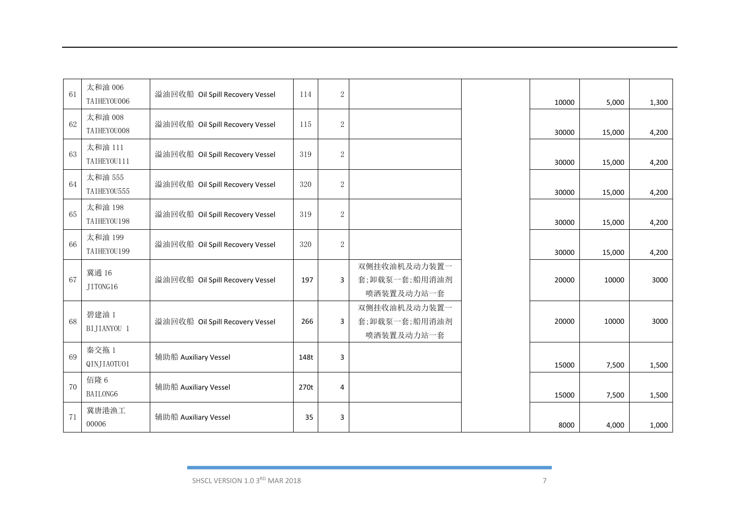| 61 | 太和油 006 TAIHEYOU006 | 溢油回收船 Oil Spill Recovery Vessel | 114 | 2 | | | 10000 | 5,000 | 1,300 |
|---|---|---|---|---|---|---|---|---|---|
| 62 | 太和油 008 TAIHEYOU008 | 溢油回收船 Oil Spill Recovery Vessel | 115 | 2 | | | 30000 | 15,000 | 4,200 |
| 63 | 太和油 111 TAIHEYOU111 | 溢油回收船 Oil Spill Recovery Vessel | 319 | 2 | | | 30000 | 15,000 | 4,200 |
| 64 | 太和油 555 TAIHEYOU555 | 溢油回收船 Oil Spill Recovery Vessel | 320 | 2 | | | 30000 | 15,000 | 4,200 |
| 65 | 太和油 198 TAIHEYOU198 | 溢油回收船 Oil Spill Recovery Vessel | 319 | 2 | | | 30000 | 15,000 | 4,200 |
| 66 | 太和油 199 TAIHEYOU199 | 溢油回收船 Oil Spill Recovery Vessel | 320 | 2 | | | 30000 | 15,000 | 4,200 |
| 67 | 冀通 16 JITONG16 | 溢油回收船 Oil Spill Recovery Vessel | 197 | 3 | 双侧挂收油机及动力装置一套;卸载泵一套;船用消油剂喷洒装置及动力站一套 | | 20000 | 10000 | 3000 |
| 68 | 碧建油 1 BIJIANYOU 1 | 溢油回收船 Oil Spill Recovery Vessel | 266 | 3 | 双侧挂收油机及动力装置一套;卸载泵一套;船用消油剂喷洒装置及动力站一套 | | 20000 | 10000 | 3000 |
| 69 | 秦交拖 1 QINJIAOTUO1 | 辅助船 Auxiliary Vessel | 148t | 3 | | | 15000 | 7,500 | 1,500 |
| 70 | 佰隆 6 BAILONG6 | 辅助船 Auxiliary Vessel | 270t | 4 | | | 15000 | 7,500 | 1,500 |
| 71 | 冀唐港渔工 00006 | 辅助船 Auxiliary Vessel | 35 | 3 | | | 8000 | 4,000 | 1,000 |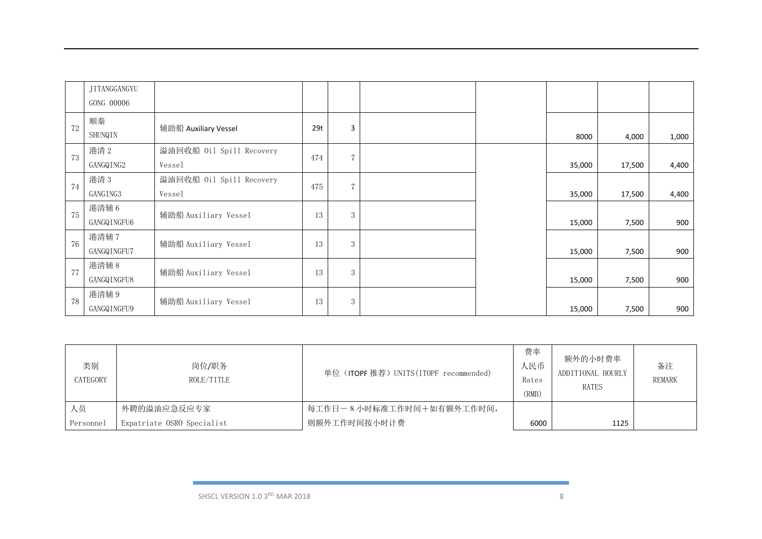| | | | | | | | | | |
|---|---|---|---|---|---|---|---|---|---|
| | JITANGGANGYU GONG 00006 | | | | | | | | |
| 72 | 顺秦 SHUNQIN | 辅助船 Auxiliary Vessel | 29t | 3 | | | 8000 | 4,000 | 1,000 |
| 73 | 港清 2 GANGQING2 | 溢油回收船 Oil Spill Recovery Vessel | 474 | 7 | | | 35,000 | 17,500 | 4,400 |
| 74 | 港清 3 GANGING3 | 溢油回收船 Oil Spill Recovery Vessel | 475 | 7 | | | 35,000 | 17,500 | 4,400 |
| 75 | 港清辅 6 GANGQINGFU6 | 辅助船 Auxiliary Vessel | 13 | 3 | | | 15,000 | 7,500 | 900 |
| 76 | 港清辅 7 GANGQINGFU7 | 辅助船 Auxiliary Vessel | 13 | 3 | | | 15,000 | 7,500 | 900 |
| 77 | 港清辅 8 GANGQINGFU8 | 辅助船 Auxiliary Vessel | 13 | 3 | | | 15,000 | 7,500 | 900 |
| 78 | 港清辅 9 GANGQINGFU9 | 辅助船 Auxiliary Vessel | 13 | 3 | | | 15,000 | 7,500 | 900 |

| 类别 CATEGORY | 岗位/职务 ROLE/TITLE | 单位（ITOPF 推荐）UNITS(ITOPF recommended) | 费率 人民币 Rates (RMB) | 额外的小时费率 ADDITIONAL HOURLY RATES | 备注 REMARK |
|---|---|---|---|---|---|
| 人员 Personnel | 外聘的溢油应急反应专家 Expatriate OSRO Specialist | 每工作日－8 小时标准工作时间＋如有额外工作时间，则额外工作时间按小时计费 | 6000 | 1125 | |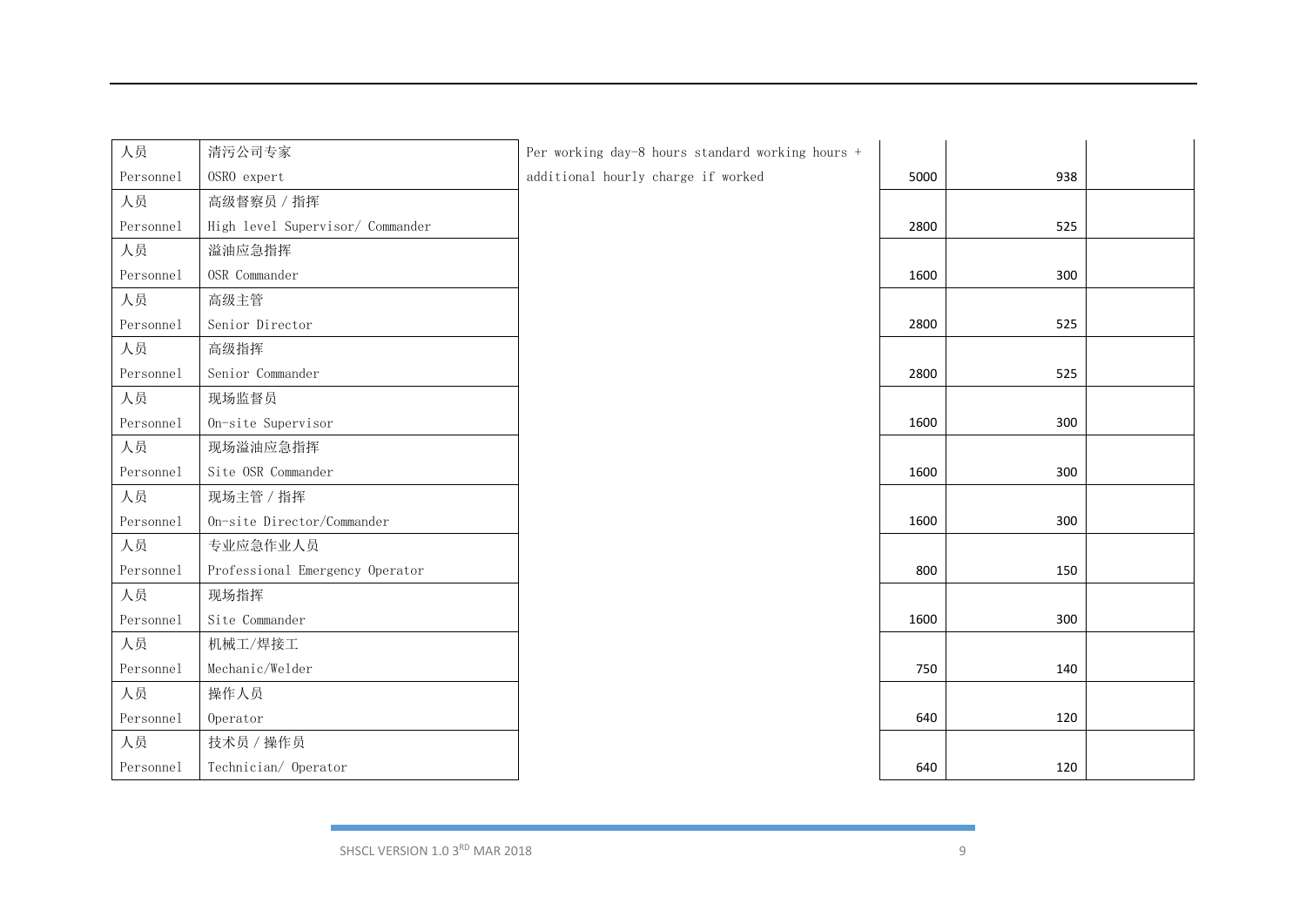| 人员 Personnel | 清污公司专家 OSRO expert | Per working day-8 hours standard working hours + additional hourly charge if worked | 5000 | 938 | |
|---|---|---|---|---|---|
| 人员 Personnel | 高级督察员 / 指挥 High level Supervisor/ Commander | | 2800 | 525 | |
| 人员 Personnel | 溢油应急指挥 OSR Commander | | 1600 | 300 | |
| 人员 Personnel | 高级主管 Senior Director | | 2800 | 525 | |
| 人员 Personnel | 高级指挥 Senior Commander | | 2800 | 525 | |
| 人员 Personnel | 现场监督员 On-site Supervisor | | 1600 | 300 | |
| 人员 Personnel | 现场溢油应急指挥 Site OSR Commander | | 1600 | 300 | |
| 人员 Personnel | 现场主管 / 指挥 On-site Director/Commander | | 1600 | 300 | |
| 人员 Personnel | 专业应急作业人员 Professional Emergency Operator | | 800 | 150 | |
| 人员 Personnel | 现场指挥 Site Commander | | 1600 | 300 | |
| 人员 Personnel | 机械工/焊接工 Mechanic/Welder | | 750 | 140 | |
| 人员 Personnel | 操作人员 Operator | | 640 | 120 | |
| 人员 Personnel | 技术员 / 操作员 Technician/ Operator | | 640 | 120 | |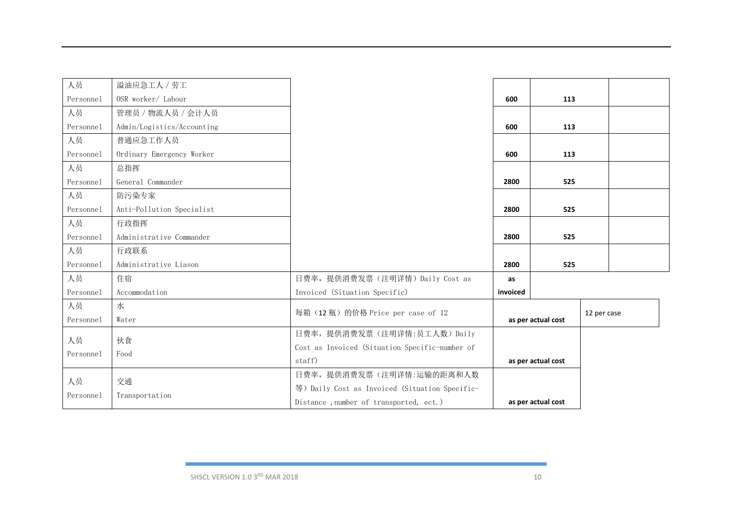| 人员 Personnel | 溢油应急工人 / 劳工 OSR worker/ Labour | | 600 | 113 | |
|---|---|---|---|---|---|
| 人员 Personnel | 管理员 / 物流人员 / 会计人员 Admin/Logistics/Accounting | | 600 | 113 | |
| 人员 Personnel | 普通应急工作人员 Ordinary Emergency Worker | | 600 | 113 | |
| 人员 Personnel | 总指挥 General Commander | | 2800 | 525 | |
| 人员 Personnel | 防污染专家 Anti-Pollution Specialist | | 2800 | 525 | |
| 人员 Personnel | 行政指挥 Administrative Commander | | 2800 | 525 | |
| 人员 Personnel | 行政联系 Administrative Liason | | 2800 | 525 | |
| 人员 Personnel | 住宿 Accommodation | 日费率，提供消费发票（注明详情）Daily Cost as Invoiced (Situation Specific) | as invoiced | | |
| 人员 Personnel | 水 Water | 每箱（12 瓶）的价格 Price per case of 12 | as per actual cost | | 12 per case |
| 人员 Personnel | 伙食 Food | 日费率，提供消费发票（注明详情:员工人数）Daily Cost as Invoiced (Situation Specific-number of staff) | as per actual cost | | |
| 人员 Personnel | 交通 Transportation | 日费率，提供消费发票（注明详情:运输的距离和人数等）Daily Cost as Invoiced (Situation Specific-Distance ,number of transported, ect.) | as per actual cost | | |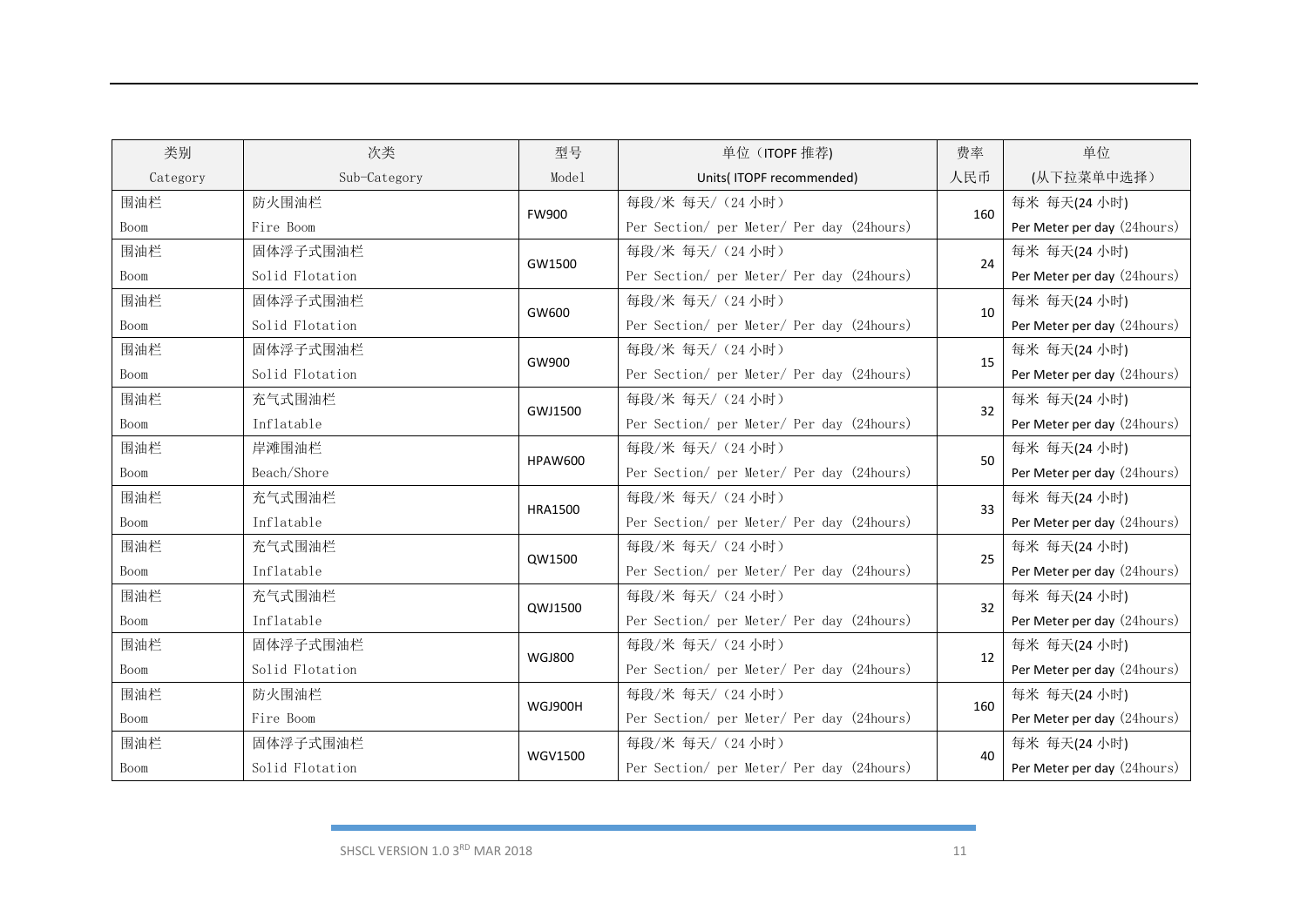| 类别<br>Category | 次类<br>Sub-Category | 型号<br>Model | 单位（ITOPF 推荐)<br>Units( ITOPF recommended) | 费率<br>人民币 | 单位<br>(从下拉菜单中选择) |
|---|---|---|---|---|---|
| 围油栏<br>Boom | 防火围油栏<br>Fire Boom | FW900 | 每段/米 每天/（24 小时）<br>Per Section/ per Meter/ Per day (24hours) | 160 | 每米 每天(24 小时)<br>Per Meter per day (24hours) |
| 围油栏<br>Boom | 固体浮子式围油栏<br>Solid Flotation | GW1500 | 每段/米 每天/（24 小时）<br>Per Section/ per Meter/ Per day (24hours) | 24 | 每米 每天(24 小时)<br>Per Meter per day (24hours) |
| 围油栏<br>Boom | 固体浮子式围油栏<br>Solid Flotation | GW600 | 每段/米 每天/（24 小时）<br>Per Section/ per Meter/ Per day (24hours) | 10 | 每米 每天(24 小时)<br>Per Meter per day (24hours) |
| 围油栏<br>Boom | 固体浮子式围油栏<br>Solid Flotation | GW900 | 每段/米 每天/（24 小时）<br>Per Section/ per Meter/ Per day (24hours) | 15 | 每米 每天(24 小时)<br>Per Meter per day (24hours) |
| 围油栏<br>Boom | 充气式围油栏<br>Inflatable | GWJ1500 | 每段/米 每天/（24 小时）<br>Per Section/ per Meter/ Per day (24hours) | 32 | 每米 每天(24 小时)<br>Per Meter per day (24hours) |
| 围油栏<br>Boom | 岸滩围油栏<br>Beach/Shore | HPAW600 | 每段/米 每天/（24 小时）<br>Per Section/ per Meter/ Per day (24hours) | 50 | 每米 每天(24 小时)<br>Per Meter per day (24hours) |
| 围油栏<br>Boom | 充气式围油栏<br>Inflatable | HRA1500 | 每段/米 每天/（24 小时）<br>Per Section/ per Meter/ Per day (24hours) | 33 | 每米 每天(24 小时)<br>Per Meter per day (24hours) |
| 围油栏<br>Boom | 充气式围油栏<br>Inflatable | QW1500 | 每段/米 每天/（24 小时）<br>Per Section/ per Meter/ Per day (24hours) | 25 | 每米 每天(24 小时)<br>Per Meter per day (24hours) |
| 围油栏<br>Boom | 充气式围油栏<br>Inflatable | QWJ1500 | 每段/米 每天/（24 小时）<br>Per Section/ per Meter/ Per day (24hours) | 32 | 每米 每天(24 小时)<br>Per Meter per day (24hours) |
| 围油栏<br>Boom | 固体浮子式围油栏<br>Solid Flotation | WGJ800 | 每段/米 每天/（24 小时）<br>Per Section/ per Meter/ Per day (24hours) | 12 | 每米 每天(24 小时)<br>Per Meter per day (24hours) |
| 围油栏<br>Boom | 防火围油栏<br>Fire Boom | WGJ900H | 每段/米 每天/（24 小时）<br>Per Section/ per Meter/ Per day (24hours) | 160 | 每米 每天(24 小时)<br>Per Meter per day (24hours) |
| 围油栏<br>Boom | 固体浮子式围油栏<br>Solid Flotation | WGV1500 | 每段/米 每天/（24 小时）<br>Per Section/ per Meter/ Per day (24hours) | 40 | 每米 每天(24 小时)<br>Per Meter per day (24hours) |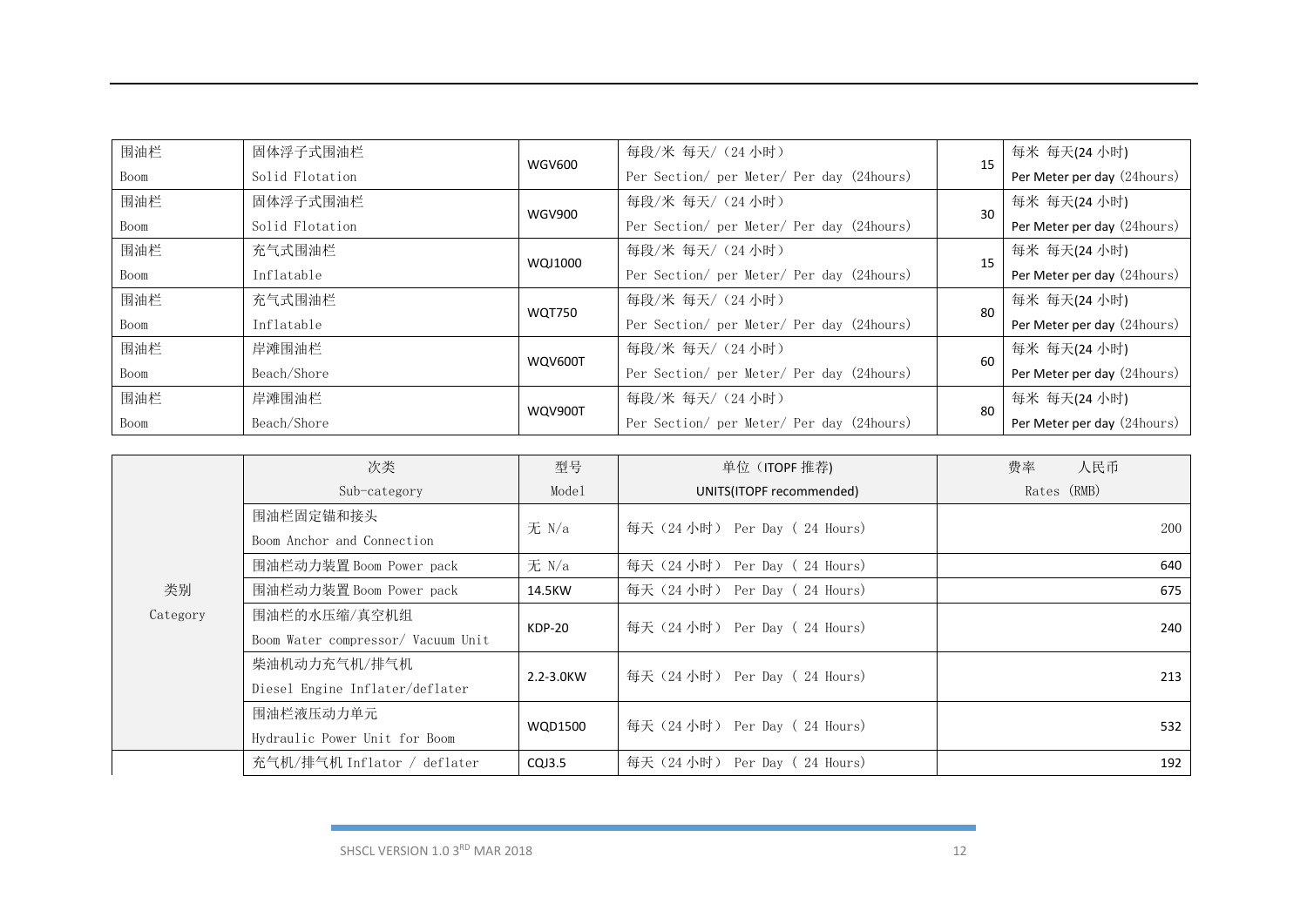| 围油栏 Boom | 固体浮子式围油栏 Solid Flotation | WGV600 | 每段/米 每天/（24 小时） Per Section/ per Meter/ Per day (24hours) | 15 | 每米 每天(24 小时) Per Meter per day (24hours) |
|---|---|---|---|---|---|
| 围油栏 Boom | 固体浮子式围油栏 Solid Flotation | WGV900 | 每段/米 每天/（24 小时） Per Section/ per Meter/ Per day (24hours) | 30 | 每米 每天(24 小时) Per Meter per day (24hours) |
| 围油栏 Boom | 充气式围油栏 Inflatable | WQJ1000 | 每段/米 每天/（24 小时） Per Section/ per Meter/ Per day (24hours) | 15 | 每米 每天(24 小时) Per Meter per day (24hours) |
| 围油栏 Boom | 充气式围油栏 Inflatable | WQT750 | 每段/米 每天/（24 小时） Per Section/ per Meter/ Per day (24hours) | 80 | 每米 每天(24 小时) Per Meter per day (24hours) |
| 围油栏 Boom | 岸滩围油栏 Beach/Shore | WQV600T | 每段/米 每天/（24 小时） Per Section/ per Meter/ Per day (24hours) | 60 | 每米 每天(24 小时) Per Meter per day (24hours) |
| 围油栏 Boom | 岸滩围油栏 Beach/Shore | WQV900T | 每段/米 每天/（24 小时） Per Section/ per Meter/ Per day (24hours) | 80 | 每米 每天(24 小时) Per Meter per day (24hours) |

| | 次类 Sub-category | 型号 Model | 单位（ITOPF 推荐) UNITS(ITOPF recommended) | 费率 人民币 Rates (RMB) |
|---|---|---|---|---|
| 类别 Category | 围油栏固定锚和接头 Boom Anchor and Connection | 无 N/a | 每天（24 小时） Per Day ( 24 Hours) | 200 |
| | 围油栏动力装置 Boom Power pack | 无 N/a | 每天（24 小时） Per Day ( 24 Hours) | 640 |
| | 围油栏动力装置 Boom Power pack | 14.5KW | 每天（24 小时） Per Day ( 24 Hours) | 675 |
| | 围油栏的水压缩/真空机组 Boom Water compressor/ Vacuum Unit | KDP-20 | 每天（24 小时） Per Day ( 24 Hours) | 240 |
| | 柴油机动力充气机/排气机 Diesel Engine Inflater/deflater | 2.2-3.0KW | 每天（24 小时） Per Day ( 24 Hours) | 213 |
| | 围油栏液压动力单元 Hydraulic Power Unit for Boom | WQD1500 | 每天（24 小时） Per Day ( 24 Hours) | 532 |
| | 充气机/排气机 Inflator / deflater | CQJ3.5 | 每天（24 小时） Per Day ( 24 Hours) | 192 |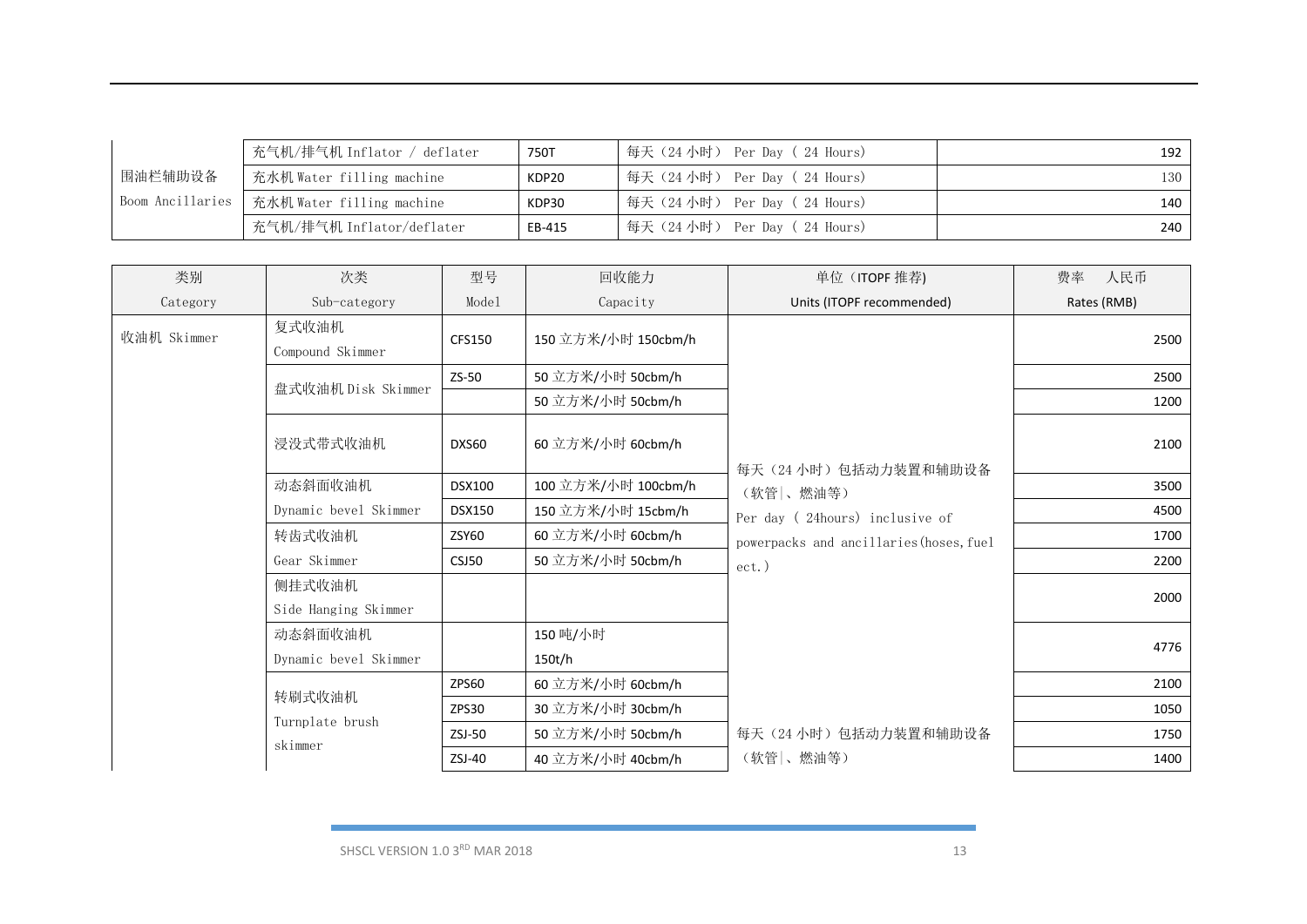| 围油栏辅助设备 Boom Ancillaries | 充气机/排气机 Inflator / deflater | 750T | 每天（24 小时） Per Day ( 24 Hours) | 192 |
|---|---|---|---|---|
| | 充水机 Water filling machine | KDP20 | 每天（24 小时） Per Day ( 24 Hours) | 130 |
| | 充水机 Water filling machine | KDP30 | 每天（24 小时） Per Day ( 24 Hours) | 140 |
| | 充气机/排气机 Inflator/deflater | EB-415 | 每天（24 小时） Per Day ( 24 Hours) | 240 |

| 类别 Category | 次类 Sub-category | 型号 Model | 回收能力 Capacity | 单位（ITOPF 推荐) Units (ITOPF recommended) | 费率 人民币 Rates (RMB) |
|---|---|---|---|---|---|
| 收油机 Skimmer | 复式收油机 Compound Skimmer | CFS150 | 150 立方米/小时 150cbm/h | 每天（24 小时）包括动力装置和辅助设备（软管、燃油等） Per day ( 24hours) inclusive of powerpacks and ancillaries(hoses,fuel ect.) | 2500 |
| | 盘式收油机 Disk Skimmer | ZS-50 | 50 立方米/小时 50cbm/h | | 2500 |
| | | | 50 立方米/小时 50cbm/h | | 1200 |
| | 浸没式带式收油机 | DXS60 | 60 立方米/小时 60cbm/h | | 2100 |
| | 动态斜面收油机 Dynamic bevel Skimmer | DSX100 | 100 立方米/小时 100cbm/h | | 3500 |
| | | DSX150 | 150 立方米/小时 15cbm/h | | 4500 |
| | 转齿式收油机 Gear Skimmer | ZSY60 | 60 立方米/小时 60cbm/h | | 1700 |
| | | CSJ50 | 50 立方米/小时 50cbm/h | | 2200 |
| | 侧挂式收油机 Side Hanging Skimmer | | | | 2000 |
| | 动态斜面收油机 Dynamic bevel Skimmer | | 150 吨/小时 150t/h | | 4776 |
| | 转刷式收油机 Turnplate brush skimmer | ZPS60 | 60 立方米/小时 60cbm/h | | 2100 |
| | | ZPS30 | 30 立方米/小时 30cbm/h | | 1050 |
| | | ZSJ-50 | 50 立方米/小时 50cbm/h | 每天（24 小时）包括动力装置和辅助设备（软管、燃油等） | 1750 |
| | | ZSJ-40 | 40 立方米/小时 40cbm/h | | 1400 |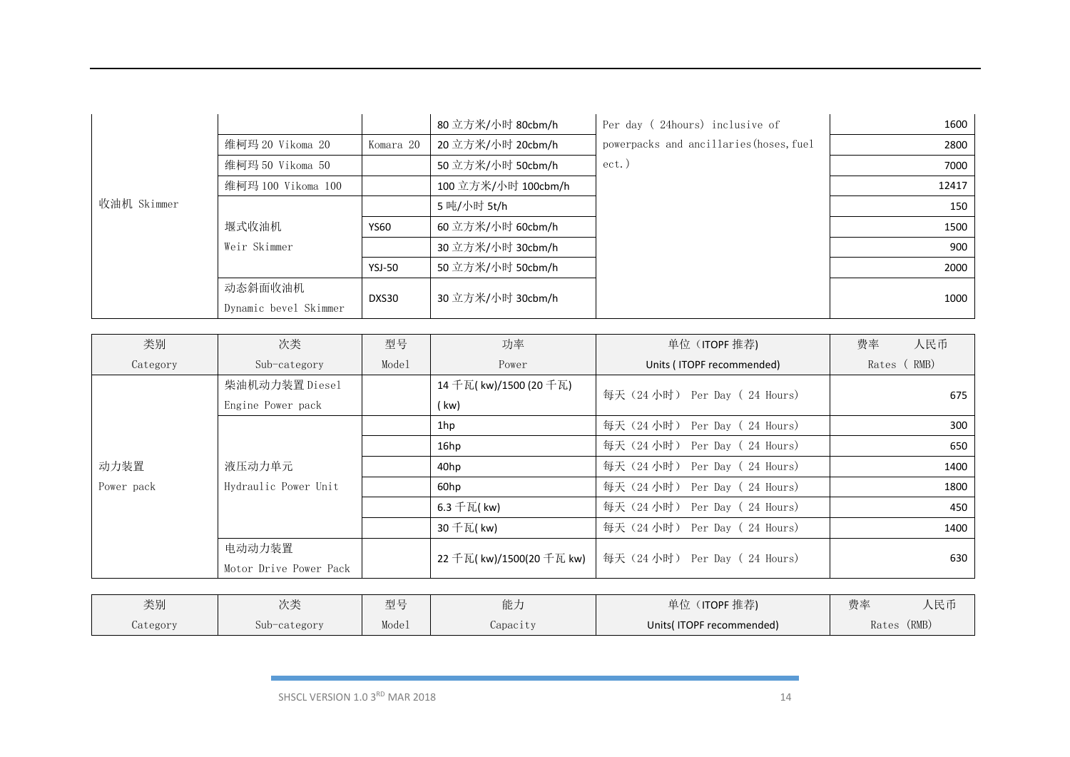| | | | | | |
|---|---|---|---|---|---|
| | | | 80 立方米/小时 80cbm/h | Per day ( 24hours) inclusive of powerpacks and ancillaries(hoses, fuel ect.) | 1600 |
| | 维柯玛 20 Vikoma 20 | Komara 20 | 20 立方米/小时 20cbm/h | | 2800 |
| | 维柯玛 50 Vikoma 50 | | 50 立方米/小时 50cbm/h | | 7000 |
| | 维柯玛 100 Vikoma 100 | | 100 立方米/小时 100cbm/h | | 12417 |
| 收油机 Skimmer | 堰式收油机 Weir Skimmer | | 5 吨/小时 5t/h | | 150 |
| | | YS60 | 60 立方米/小时 60cbm/h | | 1500 |
| | | | 30 立方米/小时 30cbm/h | | 900 |
| | | YSJ-50 | 50 立方米/小时 50cbm/h | | 2000 |
| | 动态斜面收油机 Dynamic bevel Skimmer | DXS30 | 30 立方米/小时 30cbm/h | | 1000 |

| 类别 Category | 次类 Sub-category | 型号 Model | 功率 Power | 单位（ITOPF 推荐) Units ( ITOPF recommended) | 费率 人民币 Rates ( RMB) |
|---|---|---|---|---|---|
| 动力装置 Power pack | 柴油机动力装置 Diesel Engine Power pack | | 14 千瓦( kw)/1500 (20 千瓦)( kw) | 每天（24 小时） Per Day ( 24 Hours) | 675 |
| | 液压动力单元 Hydraulic Power Unit | | 1hp | 每天（24 小时） Per Day ( 24 Hours) | 300 |
| | | | 16hp | 每天（24 小时） Per Day ( 24 Hours) | 650 |
| | | | 40hp | 每天（24 小时） Per Day ( 24 Hours) | 1400 |
| | | | 60hp | 每天（24 小时） Per Day ( 24 Hours) | 1800 |
| | | | 6.3 千瓦( kw) | 每天（24 小时） Per Day ( 24 Hours) | 450 |
| | | | 30 千瓦( kw) | 每天（24 小时） Per Day ( 24 Hours) | 1400 |
| | 电动动力装置 Motor Drive Power Pack | | 22 千瓦( kw)/1500(20 千瓦 kw) | 每天（24 小时） Per Day ( 24 Hours) | 630 |

| 类别 Category | 次类 Sub-category | 型号 Model | 能力 Capacity | 单位（ITOPF 推荐) Units( ITOPF recommended) | 费率 人民币 Rates (RMB) |
|---|---|---|---|---|---|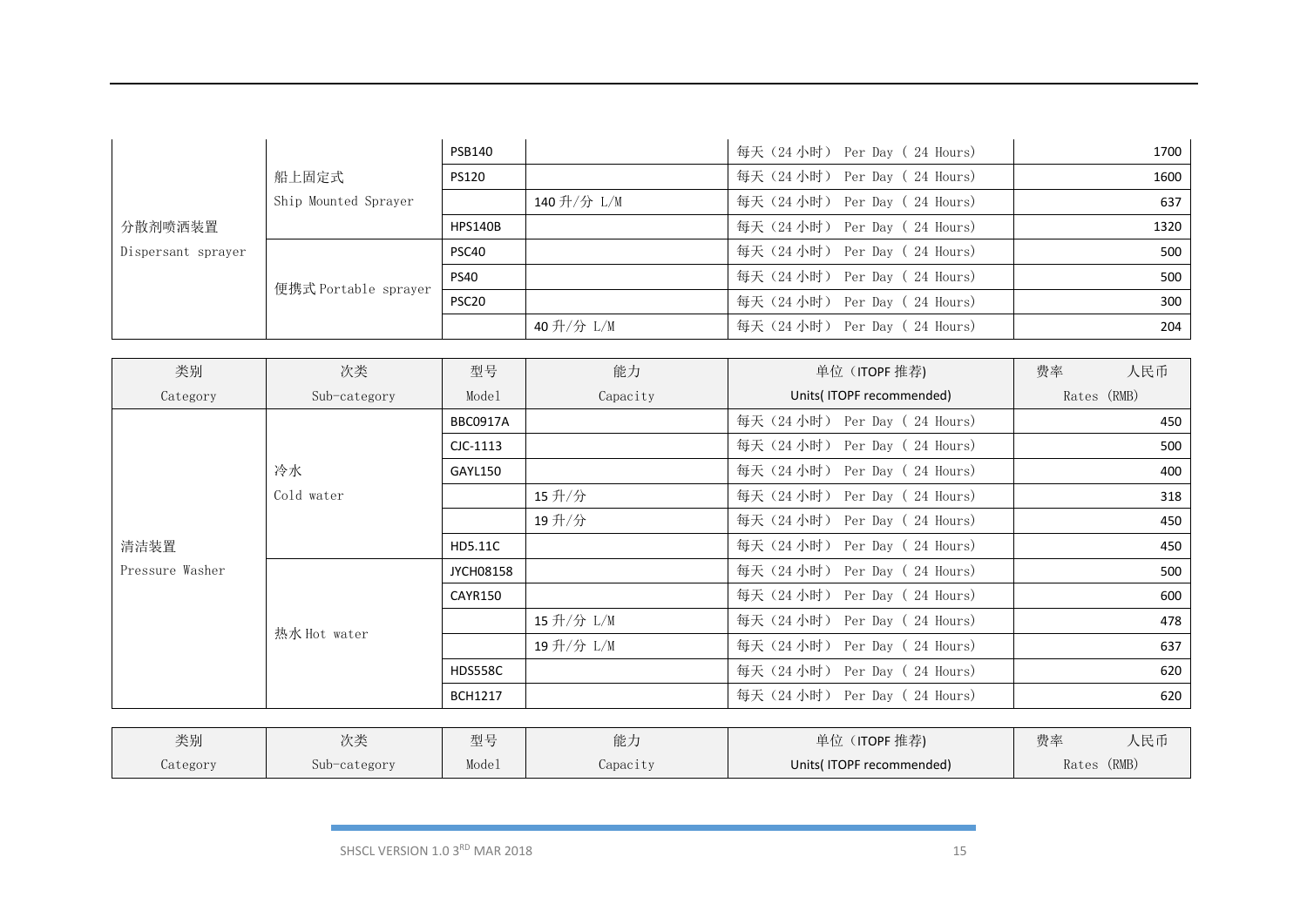| | | | | | |
|---|---|---|---|---|---|
| 分散剂喷洒装置 Dispersant sprayer | 船上固定式 Ship Mounted Sprayer | PSB140 | | 每天（24 小时） Per Day ( 24 Hours) | 1700 |
| | | PS120 | | 每天（24 小时） Per Day ( 24 Hours) | 1600 |
| | | | 140 升/分 L/M | 每天（24 小时） Per Day ( 24 Hours) | 637 |
| | | HPS140B | | 每天（24 小时） Per Day ( 24 Hours) | 1320 |
| | 便携式 Portable sprayer | PSC40 | | 每天（24 小时） Per Day ( 24 Hours) | 500 |
| | | PS40 | | 每天（24 小时） Per Day ( 24 Hours) | 500 |
| | | PSC20 | | 每天（24 小时） Per Day ( 24 Hours) | 300 |
| | | | 40 升/分 L/M | 每天（24 小时） Per Day ( 24 Hours) | 204 |

| 类别 Category | 次类 Sub-category | 型号 Model | 能力 Capacity | 单位（ITOPF 推荐) Units( ITOPF recommended) | 费率 人民币 Rates (RMB) |
|---|---|---|---|---|---|
| 清洁装置 Pressure Washer | 冷水 Cold water | BBC0917A | | 每天（24 小时） Per Day ( 24 Hours) | 450 |
| | | CJC-1113 | | 每天（24 小时） Per Day ( 24 Hours) | 500 |
| | | GAYL150 | | 每天（24 小时） Per Day ( 24 Hours) | 400 |
| | | | 15 升/分 | 每天（24 小时） Per Day ( 24 Hours) | 318 |
| | | | 19 升/分 | 每天（24 小时） Per Day ( 24 Hours) | 450 |
| | | HD5.11C | | 每天（24 小时） Per Day ( 24 Hours) | 450 |
| | 热水 Hot water | JYCH08158 | | 每天（24 小时） Per Day ( 24 Hours) | 500 |
| | | CAYR150 | | 每天（24 小时） Per Day ( 24 Hours) | 600 |
| | | | 15 升/分 L/M | 每天（24 小时） Per Day ( 24 Hours) | 478 |
| | | | 19 升/分 L/M | 每天（24 小时） Per Day ( 24 Hours) | 637 |
| | | HDS558C | | 每天（24 小时） Per Day ( 24 Hours) | 620 |
| | | BCH1217 | | 每天（24 小时） Per Day ( 24 Hours) | 620 |

| 类别 Category | 次类 Sub-category | 型号 Model | 能力 Capacity | 单位（ITOPF 推荐) Units( ITOPF recommended) | 费率 人民币 Rates (RMB) |
|---|---|---|---|---|---|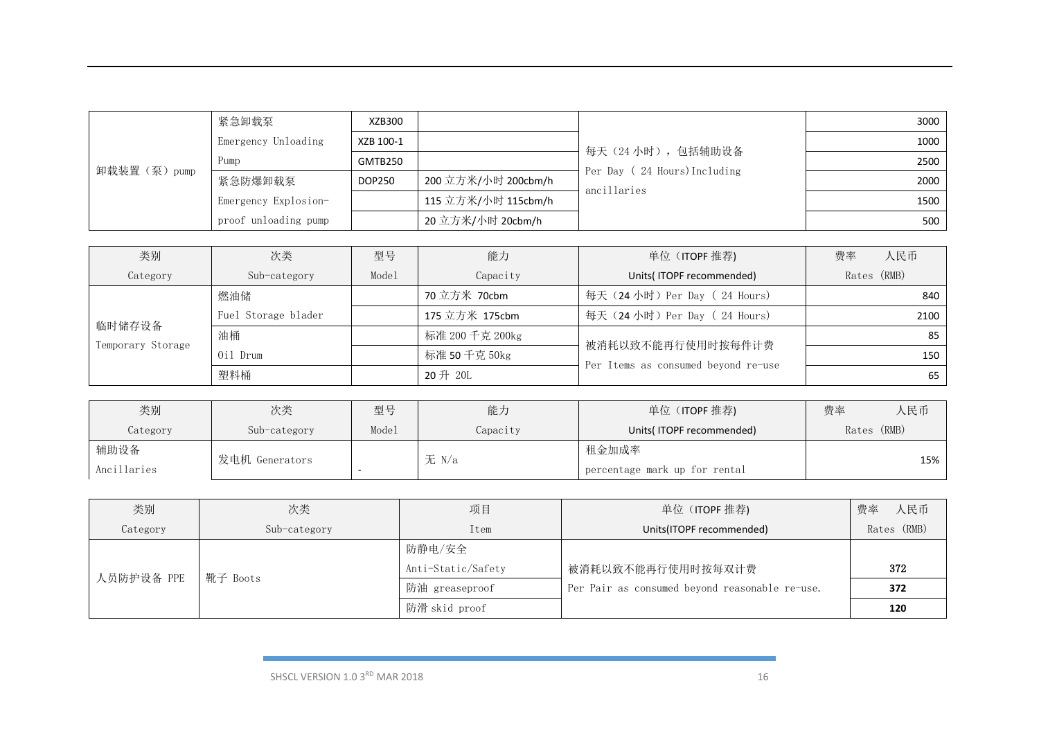| | | | | | |
|---|---|---|---|---|---|
| 卸载装置（泵）pump | 紧急卸载泵 Emergency Unloading Pump | XZB300 | | 每天（24 小时），包括辅助设备 Per Day ( 24 Hours)Including ancillaries | 3000 |
| | | XZB 100-1 | | | 1000 |
| | | GMTB250 | | | 2500 |
| | 紧急防爆卸载泵 Emergency Explosion-proof unloading pump | DOP250 | 200 立方米/小时 200cbm/h | | 2000 |
| | | | 115 立方米/小时 115cbm/h | | 1500 |
| | | | 20 立方米/小时 20cbm/h | | 500 |

| 类别 Category | 次类 Sub-category | 型号 Model | 能力 Capacity | 单位（ITOPF 推荐) Units( ITOPF recommended) | 费率 人民币 Rates (RMB) |
|---|---|---|---|---|---|
| 临时储存设备 Temporary Storage | 燃油储 Fuel Storage blader | | 70 立方米 70cbm | 每天（24 小时）Per Day ( 24 Hours) | 840 |
| | | | 175 立方米 175cbm | 每天（24 小时）Per Day ( 24 Hours) | 2100 |
| | 油桶 Oil Drum | | 标准 200 千克 200kg | 被消耗以致不能再行使用时按每件计费 Per Items as consumed beyond re-use | 85 |
| | | | 标准 50 千克 50kg | | 150 |
| | 塑料桶 | | 20 升 20L | | 65 |

| 类别 Category | 次类 Sub-category | 型号 Model | 能力 Capacity | 单位（ITOPF 推荐) Units( ITOPF recommended) | 费率 人民币 Rates (RMB) |
|---|---|---|---|---|---|
| 辅助设备 Ancillaries | 发电机 Generators | - | 无 N/a | 租金加成率 percentage mark up for rental | 15% |

| 类别 Category | 次类 Sub-category | 项目 Item | 单位（ITOPF 推荐) Units(ITOPF recommended) | 费率 人民币 Rates (RMB) |
|---|---|---|---|---|
| 人员防护设备 PPE | 靴子 Boots | 防静电/安全 Anti-Static/Safety | 被消耗以致不能再行使用时按每双计费 Per Pair as consumed beyond reasonable re-use. | **372** |
| | | 防油 greaseproof | | **372** |
| | | 防滑 skid proof | | **120** |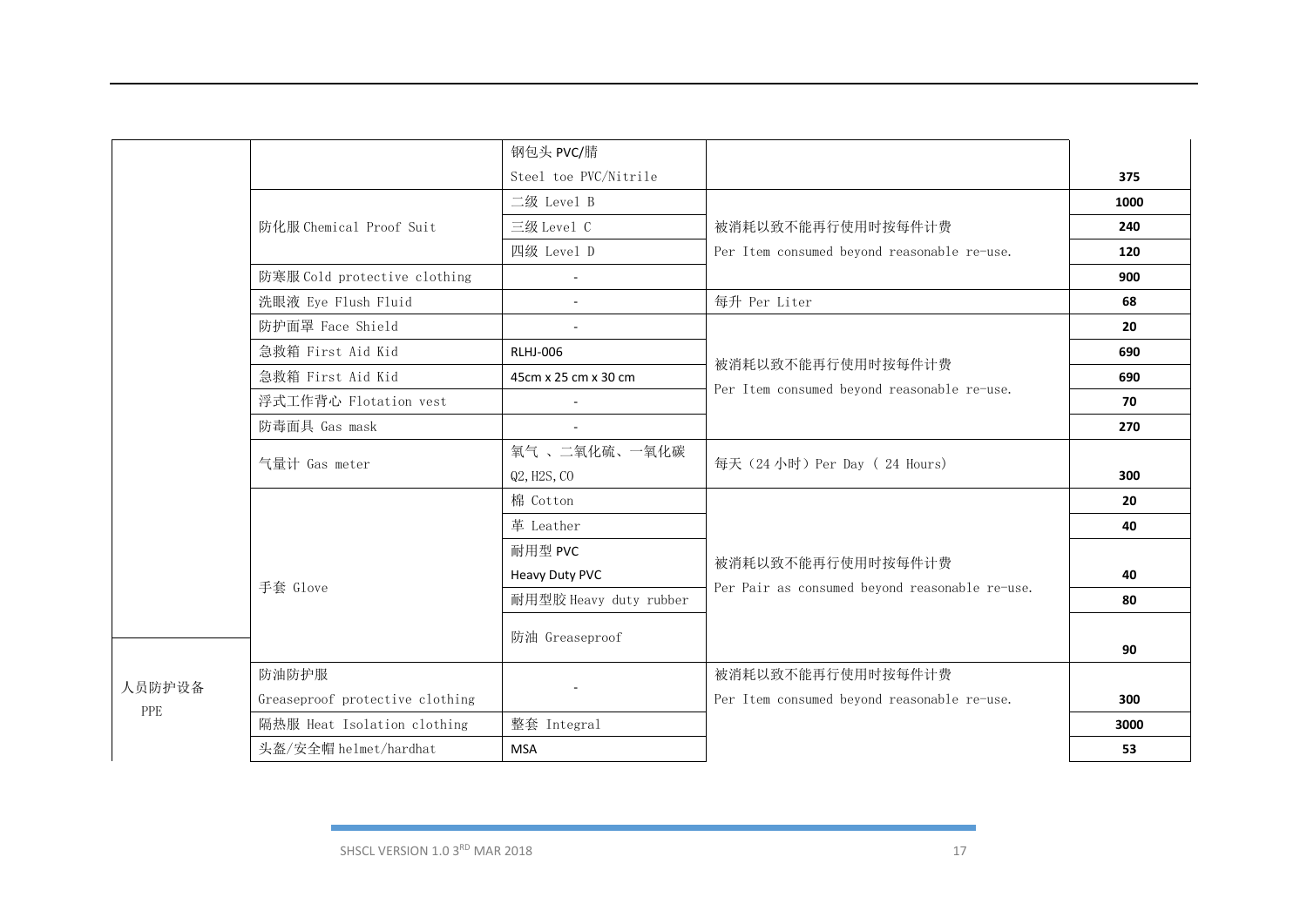| | | | | |
|---|---|---|---|---|
| | | 钢包头 PVC/腈 Steel toe PVC/Nitrile | | 375 |
| | 防化服 Chemical Proof Suit | 二级 Level B | 被消耗以致不能再行使用时按每件计费 Per Item consumed beyond reasonable re-use. | 1000 |
| | | 三级 Level C | | 240 |
| | | 四级 Level D | | 120 |
| | 防寒服 Cold protective clothing | - | | 900 |
| | 洗眼液 Eye Flush Fluid | - | 每升 Per Liter | 68 |
| | 防护面罩 Face Shield | - | 被消耗以致不能再行使用时按每件计费 Per Item consumed beyond reasonable re-use. | 20 |
| | 急救箱 First Aid Kid | RLHJ-006 | | 690 |
| | 急救箱 First Aid Kid | 45cm x 25 cm x 30 cm | | 690 |
| | 浮式工作背心 Flotation vest | - | | 70 |
| | 防毒面具 Gas mask | - | | 270 |
| | 气量计 Gas meter | 氧气 、二氧化硫、一氧化碳 Q2, H2S, CO | 每天（24 小时）Per Day ( 24 Hours) | 300 |
| | 手套 Glove | 棉 Cotton | 被消耗以致不能再行使用时按每件计费 Per Pair as consumed beyond reasonable re-use. | 20 |
| | | 革 Leather | | 40 |
| | | 耐用型 PVC Heavy Duty PVC | | 40 |
| | | 耐用型胶 Heavy duty rubber | | 80 |
| | | 防油 Greaseproof | | 90 |
| 人员防护设备 PPE | 防油防护服 Greaseproof protective clothing | - | 被消耗以致不能再行使用时按每件计费 Per Item consumed beyond reasonable re-use. | 300 |
| | 隔热服 Heat Isolation clothing | 整套 Integral | | 3000 |
| | 头盔/安全帽 helmet/hardhat | MSA | | 53 |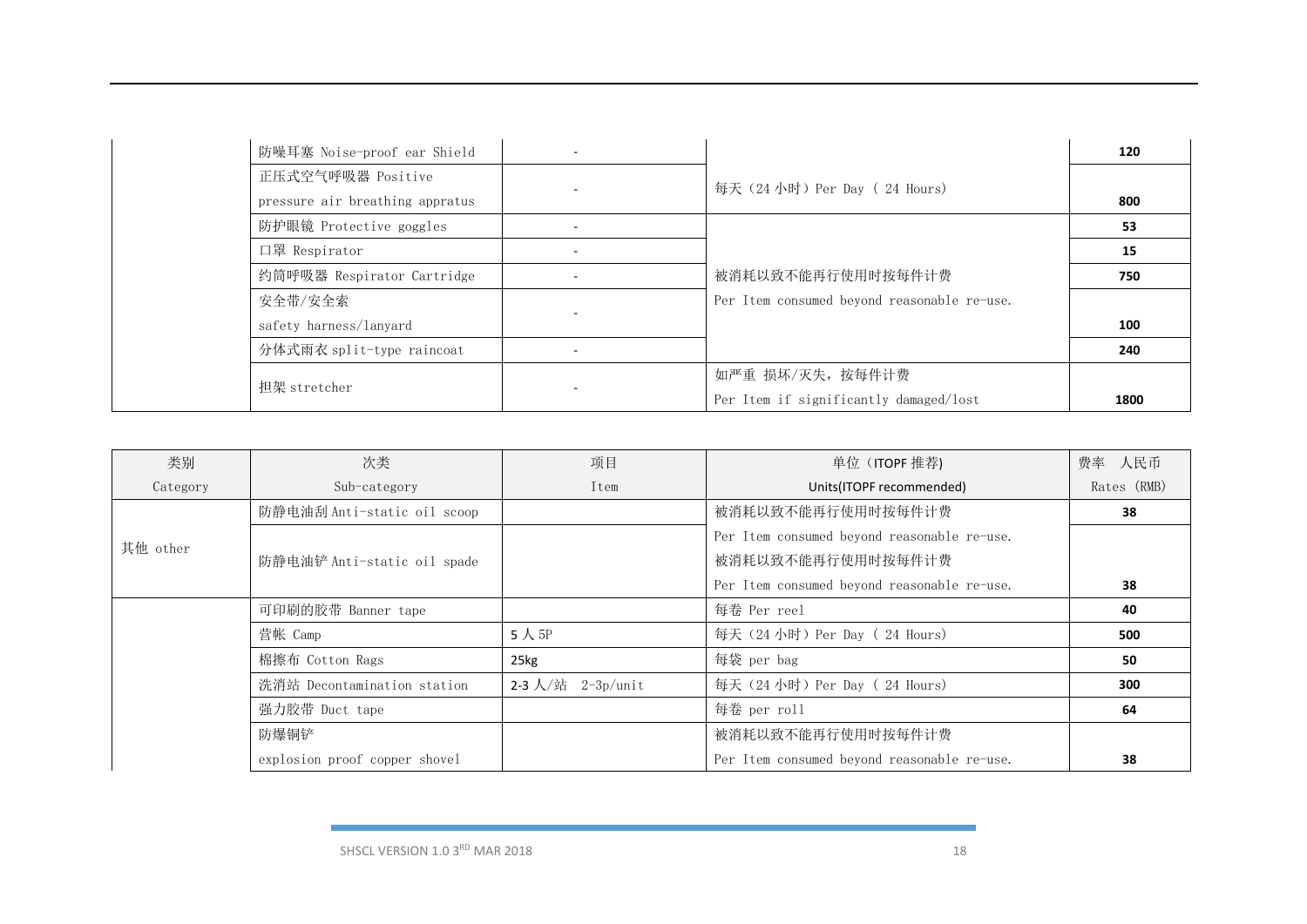| | | | | |
|---|---|---|---|---|
| | 防噪耳塞 Noise-proof ear Shield | - | 每天（24 小时）Per Day ( 24 Hours) | **120** |
| | 正压式空气呼吸器 Positive pressure air breathing appratus | - | | **800** |
| | 防护眼镜 Protective goggles | - | 被消耗以致不能再行使用时按每件计费 Per Item consumed beyond reasonable re-use. | **53** |
| | 口罩 Respirator | - | | **15** |
| | 约筒呼吸器 Respirator Cartridge | - | | **750** |
| | 安全带/安全索 safety harness/lanyard | - | | **100** |
| | 分体式雨衣 split-type raincoat | - | | **240** |
| | 担架 stretcher | - | 如严重 损坏/灭失，按每件计费 Per Item if significantly damaged/lost | **1800** |

| 类别 Category | 次类 Sub-category | 项目 Item | 单位（ITOPF 推荐) Units(ITOPF recommended) | 费率 人民币 Rates (RMB) |
|---|---|---|---|---|
| 其他 other | 防静电油刮 Anti-static oil scoop | | 被消耗以致不能再行使用时按每件计费 Per Item consumed beyond reasonable re-use. | **38** |
| | 防静电油铲 Anti-static oil spade | | 被消耗以致不能再行使用时按每件计费 Per Item consumed beyond reasonable re-use. | **38** |
| | 可印刷的胶带 Banner tape | | 每卷 Per reel | **40** |
| | 营帐 Camp | 5 人 5P | 每天（24 小时）Per Day ( 24 Hours) | **500** |
| | 棉擦布 Cotton Rags | 25kg | 每袋 per bag | **50** |
| | 洗消站 Decontamination station | 2-3 人/站 2-3p/unit | 每天（24 小时）Per Day ( 24 Hours) | **300** |
| | 强力胶带 Duct tape | | 每卷 per roll | **64** |
| | 防爆铜铲 explosion proof copper shovel | | 被消耗以致不能再行使用时按每件计费 Per Item consumed beyond reasonable re-use. | **38** |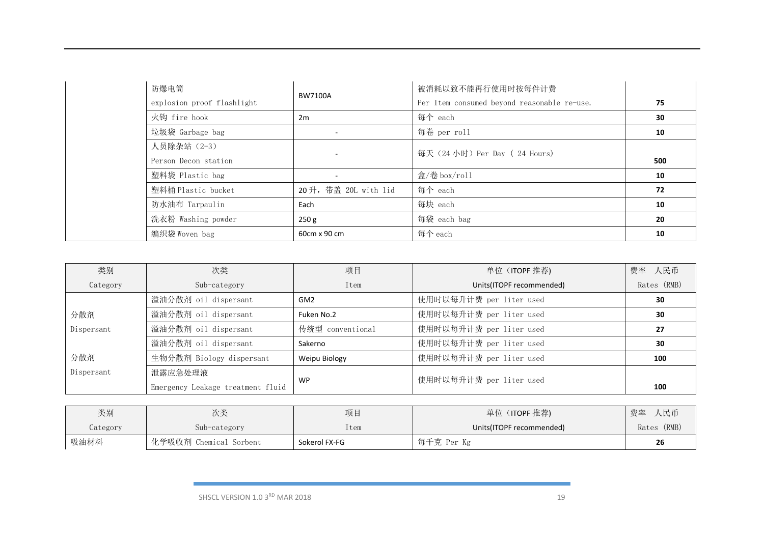| | | | | |
|---|---|---|---|---|
| | 防爆电筒<br>explosion proof flashlight | BW7100A | 被消耗以致不能再行使用时按每件计费<br>Per Item consumed beyond reasonable re-use. | 75 |
| | 火钩 fire hook | 2m | 每个 each | 30 |
| | 垃圾袋 Garbage bag | - | 每卷 per roll | 10 |
| | 人员除杂站（2-3）<br>Person Decon station | - | 每天（24 小时）Per Day ( 24 Hours) | 500 |
| | 塑料袋 Plastic bag | - | 盒/卷 box/roll | 10 |
| | 塑料桶 Plastic bucket | 20 升，带盖 20L with lid | 每个 each | 72 |
| | 防水油布 Tarpaulin | Each | 每块 each | 10 |
| | 洗衣粉 Washing powder | 250 g | 每袋 each bag | 20 |
| | 编织袋 Woven bag | 60cm x 90 cm | 每个 each | 10 |

| 类别<br>Category | 次类<br>Sub-category | 项目<br>Item | 单位（ITOPF 推荐)<br>Units(ITOPF recommended) | 费率 人民币<br>Rates (RMB) |
|---|---|---|---|---|
| 分散剂<br>Dispersant | 溢油分散剂 oil dispersant | GM2 | 使用时以每升计费 per liter used | 30 |
| | 溢油分散剂 oil dispersant | Fuken No.2 | 使用时以每升计费 per liter used | 30 |
| | 溢油分散剂 oil dispersant | 传统型 conventional | 使用时以每升计费 per liter used | 27 |
| | 溢油分散剂 oil dispersant | Sakerno | 使用时以每升计费 per liter used | 30 |
| 分散剂<br>Dispersant | 生物分散剂 Biology dispersant | Weipu Biology | 使用时以每升计费 per liter used | 100 |
| | 泄露应急处理液<br>Emergency Leakage treatment fluid | WP | 使用时以每升计费 per liter used | 100 |

| 类别<br>Category | 次类<br>Sub-category | 项目<br>Item | 单位（ITOPF 推荐)<br>Units(ITOPF recommended) | 费率 人民币<br>Rates (RMB) |
|---|---|---|---|---|
| 吸油材料 | 化学吸收剂 Chemical Sorbent | Sokerol FX-FG | 每千克 Per Kg | 26 |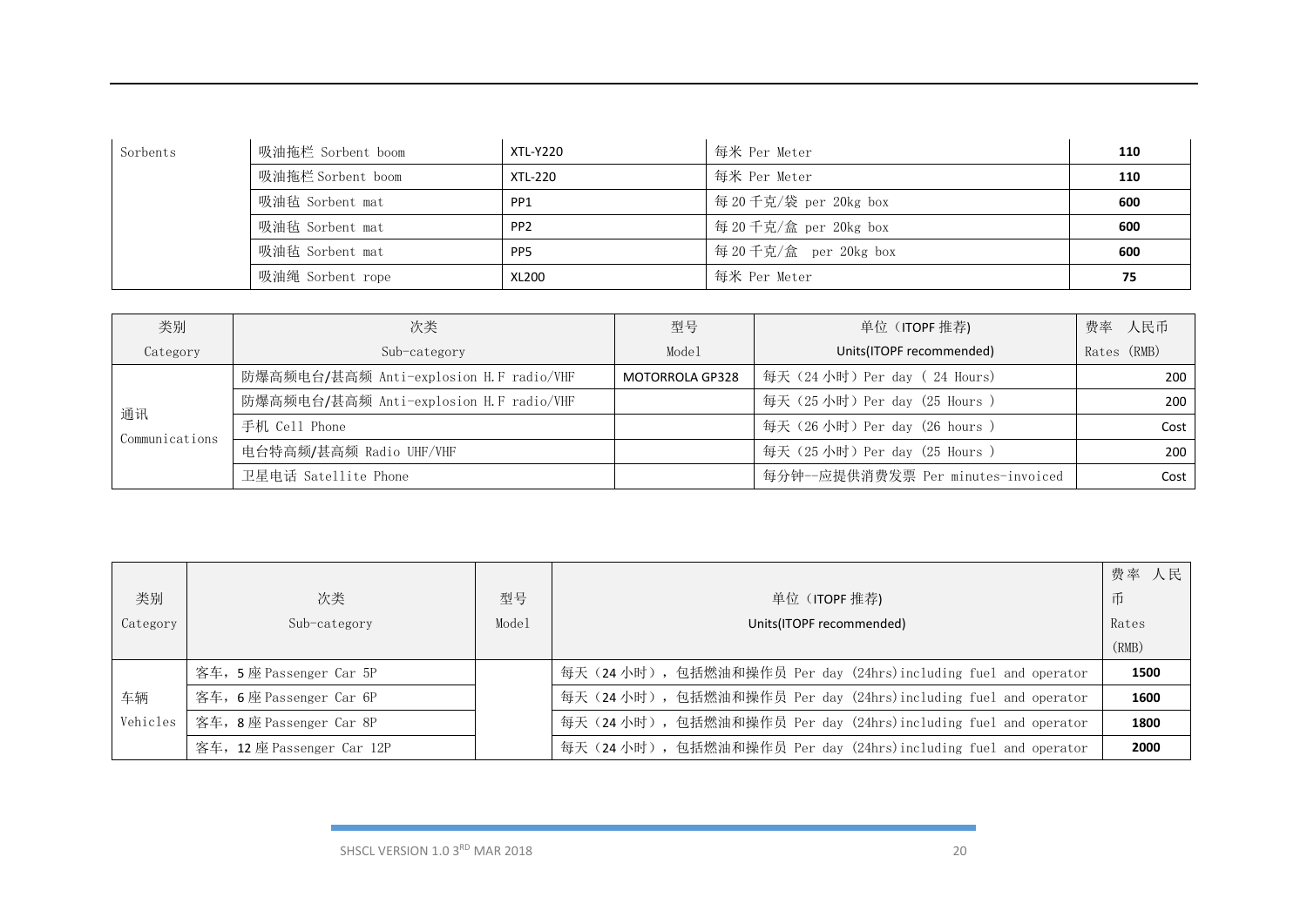| Sorbents | 吸油拖栏 Sorbent boom | XTL-Y220 | 每米 Per Meter | **110** |
|---|---|---|---|---|
| | 吸油拖栏 Sorbent boom | XTL-220 | 每米 Per Meter | **110** |
| | 吸油毡 Sorbent mat | PP1 | 每 20 千克/袋 per 20kg box | **600** |
| | 吸油毡 Sorbent mat | PP2 | 每 20 千克/盒 per 20kg box | **600** |
| | 吸油毡 Sorbent mat | PP5 | 每 20 千克/盒 per 20kg box | **600** |
| | 吸油绳 Sorbent rope | XL200 | 每米 Per Meter | **75** |

| 类别 Category | 次类 Sub-category | 型号 Model | 单位（ITOPF 推荐) Units(ITOPF recommended) | 费率 人民币 Rates (RMB) |
|---|---|---|---|---|
| 通讯 Communications | 防爆高频电台/甚高频 Anti-explosion H.F radio/VHF | MOTORROLA GP328 | 每天（24 小时）Per day ( 24 Hours) | 200 |
| | 防爆高频电台/甚高频 Anti-explosion H.F radio/VHF | | 每天（25 小时）Per day (25 Hours ) | 200 |
| | 手机 Cell Phone | | 每天（26 小时）Per day (26 hours ) | Cost |
| | 电台特高频/甚高频 Radio UHF/VHF | | 每天（25 小时）Per day (25 Hours ) | 200 |
| | 卫星电话 Satellite Phone | | 每分钟--应提供消费发票 Per minutes-invoiced | Cost |

| 类别 Category | 次类 Sub-category | 型号 Model | 单位（ITOPF 推荐) Units(ITOPF recommended) | 费率 人民币 Rates (RMB) |
|---|---|---|---|---|
| 车辆 Vehicles | 客车，5 座 Passenger Car 5P | | 每天（24 小时），包括燃油和操作员 Per day (24hrs)including fuel and operator | **1500** |
| | 客车，6 座 Passenger Car 6P | | 每天（24 小时），包括燃油和操作员 Per day (24hrs)including fuel and operator | **1600** |
| | 客车，8 座 Passenger Car 8P | | 每天（24 小时），包括燃油和操作员 Per day (24hrs)including fuel and operator | **1800** |
| | 客车，12 座 Passenger Car 12P | | 每天（24 小时），包括燃油和操作员 Per day (24hrs)including fuel and operator | **2000** |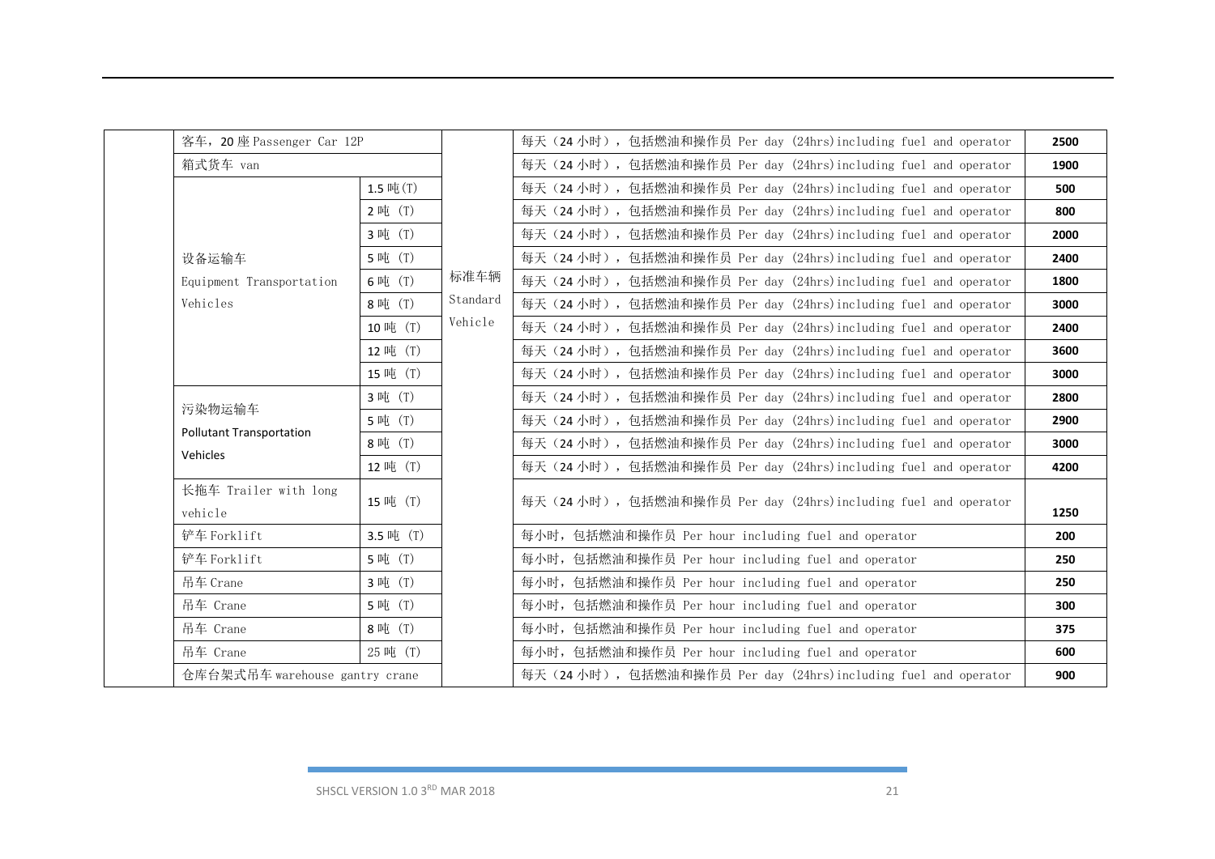| | | | | | |
|---|---|---|---|---|---|
| | 客车，20 座 Passenger Car 12P | | 标准车辆 Standard Vehicle | 每天（24 小时），包括燃油和操作员 Per day (24hrs) including fuel and operator | 2500 |
| | 箱式货车 van | | | 每天（24 小时），包括燃油和操作员 Per day (24hrs) including fuel and operator | 1900 |
| | 设备运输车 Equipment Transportation Vehicles | 1.5 吨(T) | | 每天（24 小时），包括燃油和操作员 Per day (24hrs) including fuel and operator | 500 |
| | | 2 吨 (T) | | 每天（24 小时），包括燃油和操作员 Per day (24hrs) including fuel and operator | 800 |
| | | 3 吨 (T) | | 每天（24 小时），包括燃油和操作员 Per day (24hrs) including fuel and operator | 2000 |
| | | 5 吨 (T) | | 每天（24 小时），包括燃油和操作员 Per day (24hrs) including fuel and operator | 2400 |
| | | 6 吨 (T) | | 每天（24 小时），包括燃油和操作员 Per day (24hrs) including fuel and operator | 1800 |
| | | 8 吨 (T) | | 每天（24 小时），包括燃油和操作员 Per day (24hrs) including fuel and operator | 3000 |
| | | 10 吨 (T) | | 每天（24 小时），包括燃油和操作员 Per day (24hrs) including fuel and operator | 2400 |
| | | 12 吨 (T) | | 每天（24 小时），包括燃油和操作员 Per day (24hrs) including fuel and operator | 3600 |
| | | 15 吨 (T) | | 每天（24 小时），包括燃油和操作员 Per day (24hrs) including fuel and operator | 3000 |
| | 污染物运输车 Pollutant Transportation Vehicles | 3 吨 (T) | | 每天（24 小时），包括燃油和操作员 Per day (24hrs) including fuel and operator | 2800 |
| | | 5 吨 (T) | | 每天（24 小时），包括燃油和操作员 Per day (24hrs) including fuel and operator | 2900 |
| | | 8 吨 (T) | | 每天（24 小时），包括燃油和操作员 Per day (24hrs) including fuel and operator | 3000 |
| | | 12 吨 (T) | | 每天（24 小时），包括燃油和操作员 Per day (24hrs) including fuel and operator | 4200 |
| | 长拖车 Trailer with long vehicle | 15 吨 (T) | | 每天（24 小时），包括燃油和操作员 Per day (24hrs) including fuel and operator | 1250 |
| | 铲车 Forklift | 3.5 吨 (T) | | 每小时，包括燃油和操作员 Per hour including fuel and operator | 200 |
| | 铲车 Forklift | 5 吨 (T) | | 每小时，包括燃油和操作员 Per hour including fuel and operator | 250 |
| | 吊车 Crane | 3 吨 (T) | | 每小时，包括燃油和操作员 Per hour including fuel and operator | 250 |
| | 吊车 Crane | 5 吨 (T) | | 每小时，包括燃油和操作员 Per hour including fuel and operator | 300 |
| | 吊车 Crane | 8 吨 (T) | | 每小时，包括燃油和操作员 Per hour including fuel and operator | 375 |
| | 吊车 Crane | 25 吨 (T) | | 每小时，包括燃油和操作员 Per hour including fuel and operator | 600 |
| | 仓库台架式吊车 warehouse gantry crane | | | 每天（24 小时），包括燃油和操作员 Per day (24hrs) including fuel and operator | 900 |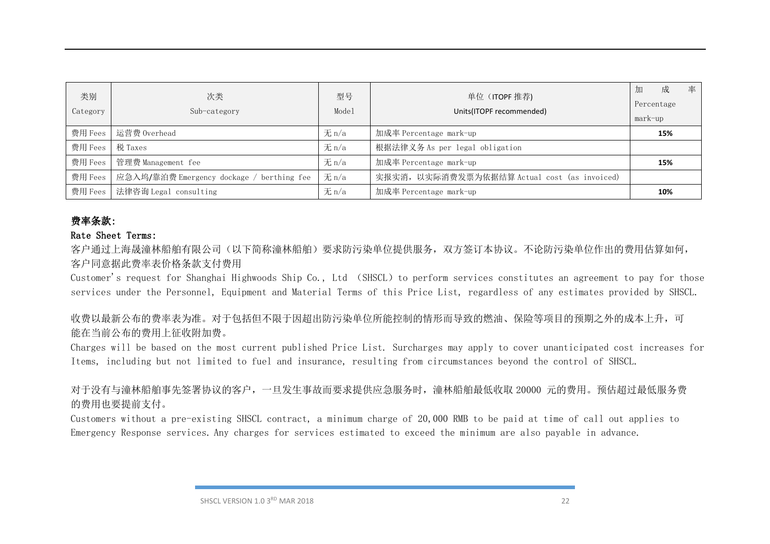| 类别 Category | 次类 Sub-category | 型号 Model | 单位（ITOPF 推荐) Units(ITOPF recommended) | 加成率 Percentage mark-up |
| --- | --- | --- | --- | --- |
| 费用 Fees | 运营费 Overhead | 无 n/a | 加成率 Percentage mark-up | **15%** |
| 费用 Fees | 税 Taxes | 无 n/a | 根据法律义务 As per legal obligation | |
| 费用 Fees | 管理费 Management fee | 无 n/a | 加成率 Percentage mark-up | **15%** |
| 费用 Fees | 应急入坞/靠泊费 Emergency dockage / berthing fee | 无 n/a | 实报实消，以实际消费发票为依据结算 Actual cost (as invoiced) | |
| 费用 Fees | 法律咨询 Legal consulting | 无 n/a | 加成率 Percentage mark-up | **10%** |

**费率条款:**

Rate Sheet Terms:

客户通过上海晟潼林船舶有限公司（以下简称潼林船舶）要求防污染单位提供服务，双方签订本协议。不论防污染单位作出的费用估算如何，客户同意据此费率表价格条款支付费用

Customer's request for Shanghai Highwoods Ship Co., Ltd （SHSCL）to perform services constitutes an agreement to pay for those services under the Personnel, Equipment and Material Terms of this Price List, regardless of any estimates provided by SHSCL.

收费以最新公布的费率表为准。对于包括但不限于因超出防污染单位所能控制的情形而导致的燃油、保险等项目的预期之外的成本上升，可能在当前公布的费用上征收附加费。

Charges will be based on the most current published Price List. Surcharges may apply to cover unanticipated cost increases for Items, including but not limited to fuel and insurance, resulting from circumstances beyond the control of SHSCL.

对于没有与潼林船舶事先签署协议的客户，一旦发生事故而要求提供应急服务时，潼林船舶最低收取 20000 元的费用。预估超过最低服务费的费用也要提前支付。

Customers without a pre-existing SHSCL contract, a minimum charge of 20,000 RMB to be paid at time of call out applies to Emergency Response services. Any charges for services estimated to exceed the minimum are also payable in advance.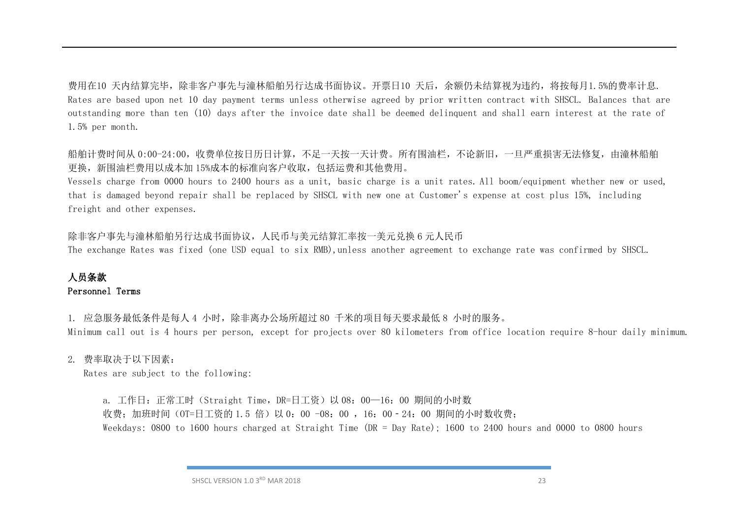费用在10 天内结算完毕，除非客户事先与潼林船舶另行达成书面协议。开票日10 天后，余额仍未结算视为违约，将按每月1.5%的费率计息.
Rates are based upon net 10 day payment terms unless otherwise agreed by prior written contract with SHSCL. Balances that are outstanding more than ten (10) days after the invoice date shall be deemed delinquent and shall earn interest at the rate of 1.5% per month.

船舶计费时间从 0:00-24:00，收费单位按日历日计算，不足一天按一天计费。所有围油栏，不论新旧，一旦严重损害无法修复，由潼林船舶更换，新围油栏费用以成本加 15%成本的标准向客户收取，包括运费和其他费用。
Vessels charge from 0000 hours to 2400 hours as a unit, basic charge is a unit rates. All boom/equipment whether new or used, that is damaged beyond repair shall be replaced by SHSCL with new one at Customer's expense at cost plus 15%, including freight and other expenses.

除非客户事先与潼林船舶另行达成书面协议，人民币与美元结算汇率按一美元兑换 6 元人民币
The exchange Rates was fixed (one USD equal to six RMB),unless another agreement to exchange rate was confirmed by SHSCL.

**人员条款**
**Personnel Terms**

1. 应急服务最低条件是每人 4 小时，除非离办公场所超过 80 千米的项目每天要求最低 8 小时的服务。
Minimum call out is 4 hours per person, except for projects over 80 kilometers from office location require 8-hour daily minimum.

2. 费率取决于以下因素：
   Rates are subject to the following:

   a. 工作日：正常工时（Straight Time，DR=日工资）以 08：00—16：00 期间的小时数
   收费；加班时间（OT=日工资的 1.5 倍）以 0：00 -08：00 ，16：00－24：00 期间的小时数收费；
   Weekdays: 0800 to 1600 hours charged at Straight Time (DR = Day Rate); 1600 to 2400 hours and 0000 to 0800 hours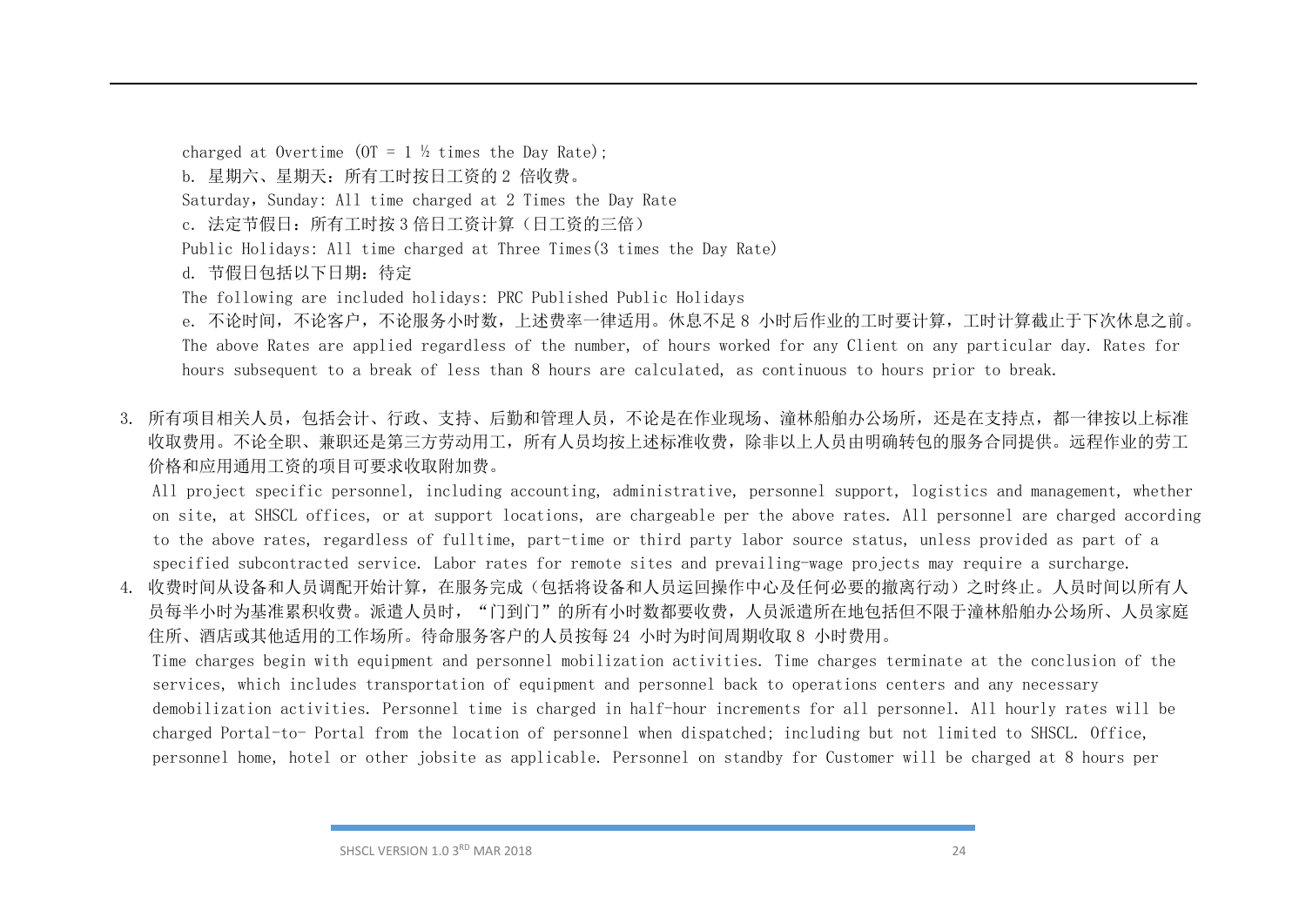charged at Overtime (OT = 1 ½ times the Day Rate);

b. 星期六、星期天：所有工时按日工资的 2 倍收费。

Saturday，Sunday: All time charged at 2 Times the Day Rate

c. 法定节假日：所有工时按 3 倍日工资计算（日工资的三倍）

Public Holidays: All time charged at Three Times(3 times the Day Rate)

d. 节假日包括以下日期：待定

The following are included holidays: PRC Published Public Holidays

e. 不论时间，不论客户，不论服务小时数，上述费率一律适用。休息不足 8 小时后作业的工时要计算，工时计算截止于下次休息之前。

The above Rates are applied regardless of the number, of hours worked for any Client on any particular day. Rates for hours subsequent to a break of less than 8 hours are calculated, as continuous to hours prior to break.

3. 所有项目相关人员，包括会计、行政、支持、后勤和管理人员，不论是在作业现场、潼林船舶办公场所，还是在支持点，都一律按以上标准收取费用。不论全职、兼职还是第三方劳动用工，所有人员均按上述标准收费，除非以上人员由明确转包的服务合同提供。远程作业的劳工价格和应用通用工资的项目可要求收取附加费。

   All project specific personnel, including accounting, administrative, personnel support, logistics and management, whether on site, at SHSCL offices, or at support locations, are chargeable per the above rates. All personnel are charged according to the above rates, regardless of fulltime, part-time or third party labor source status, unless provided as part of a specified subcontracted service. Labor rates for remote sites and prevailing-wage projects may require a surcharge.

4. 收费时间从设备和人员调配开始计算，在服务完成（包括将设备和人员运回操作中心及任何必要的撤离行动）之时终止。人员时间以所有人员每半小时为基准累积收费。派遣人员时，"门到门"的所有小时数都要收费，人员派遣所在地包括但不限于潼林船舶办公场所、人员家庭住所、酒店或其他适用的工作场所。待命服务客户的人员按每 24 小时为时间周期收取 8 小时费用。

   Time charges begin with equipment and personnel mobilization activities. Time charges terminate at the conclusion of the services, which includes transportation of equipment and personnel back to operations centers and any necessary demobilization activities. Personnel time is charged in half-hour increments for all personnel. All hourly rates will be charged Portal-to- Portal from the location of personnel when dispatched; including but not limited to SHSCL. Office, personnel home, hotel or other jobsite as applicable. Personnel on standby for Customer will be charged at 8 hours per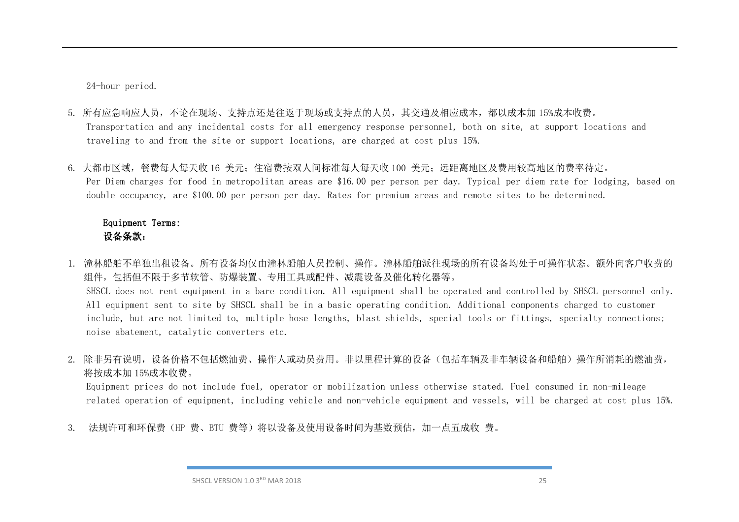24-hour period.

5. 所有应急响应人员，不论在现场、支持点还是往返于现场或支持点的人员，其交通及相应成本，都以成本加 15%成本收费。
   Transportation and any incidental costs for all emergency response personnel, both on site, at support locations and traveling to and from the site or support locations, are charged at cost plus 15%.

6. 大都市区域，餐费每人每天收 16 美元；住宿费按双人间标准每人每天收 100 美元；远距离地区及费用较高地区的费率待定。
   Per Diem charges for food in metropolitan areas are $16.00 per person per day. Typical per diem rate for lodging, based on double occupancy, are $100.00 per person per day. Rates for premium areas and remote sites to be determined.

**Equipment Terms:**
**设备条款：**

1. 潼林船舶不单独出租设备。所有设备均仅由潼林船舶人员控制、操作。潼林船舶派往现场的所有设备均处于可操作状态。额外向客户收费的组件，包括但不限于多节软管、防爆装置、专用工具或配件、减震设备及催化转化器等。
   SHSCL does not rent equipment in a bare condition. All equipment shall be operated and controlled by SHSCL personnel only. All equipment sent to site by SHSCL shall be in a basic operating condition. Additional components charged to customer include, but are not limited to, multiple hose lengths, blast shields, special tools or fittings, specialty connections; noise abatement, catalytic converters etc.

2. 除非另有说明，设备价格不包括燃油费、操作人或动员费用。非以里程计算的设备（包括车辆及非车辆设备和船舶）操作所消耗的燃油费，将按成本加 15%成本收费。
   Equipment prices do not include fuel, operator or mobilization unless otherwise stated. Fuel consumed in non-mileage related operation of equipment, including vehicle and non-vehicle equipment and vessels, will be charged at cost plus 15%.

3. 法规许可和环保费（HP 费、BTU 费等）将以设备及使用设备时间为基数预估，加一点五成收 费。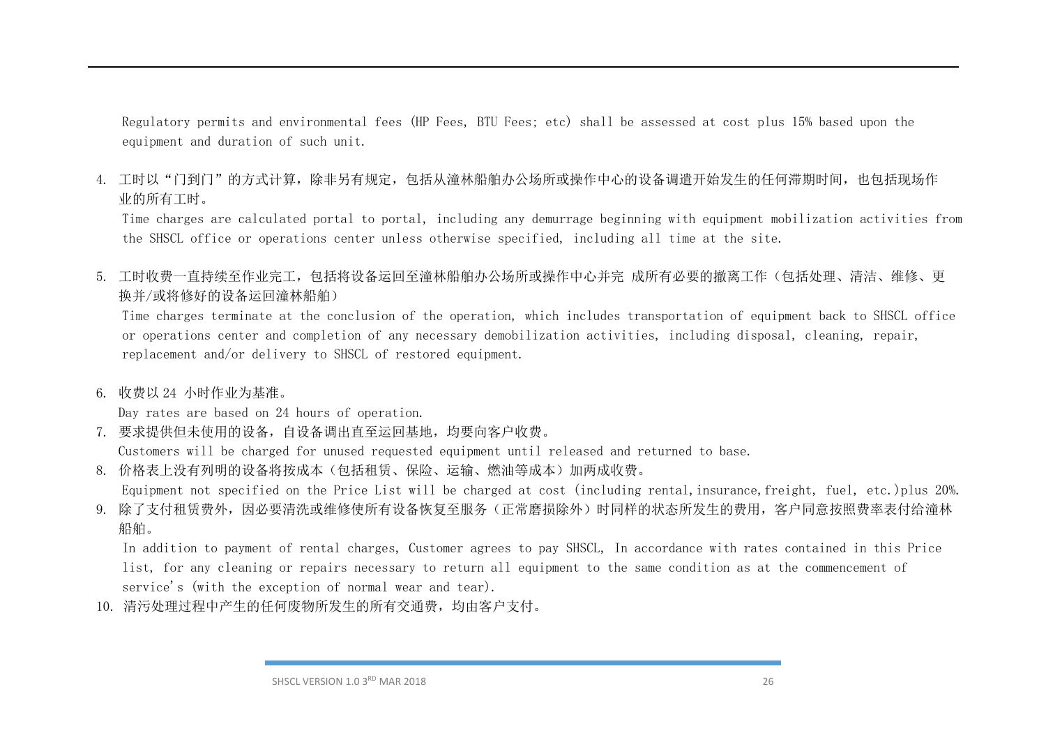Regulatory permits and environmental fees (HP Fees, BTU Fees; etc) shall be assessed at cost plus 15% based upon the equipment and duration of such unit.

4. 工时以“门到门”的方式计算，除非另有规定，包括从潼林船舶办公场所或操作中心的设备调遣开始发生的任何滞期时间，也包括现场作业的所有工时。

   Time charges are calculated portal to portal, including any demurrage beginning with equipment mobilization activities from the SHSCL office or operations center unless otherwise specified, including all time at the site.

5. 工时收费一直持续至作业完工，包括将设备运回至潼林船舶办公场所或操作中心并完 成所有必要的撤离工作（包括处理、清洁、维修、更换并/或将修好的设备运回潼林船舶）

   Time charges terminate at the conclusion of the operation, which includes transportation of equipment back to SHSCL office or operations center and completion of any necessary demobilization activities, including disposal, cleaning, repair, replacement and/or delivery to SHSCL of restored equipment.

6. 收费以 24 小时作业为基准。

   Day rates are based on 24 hours of operation.

7. 要求提供但未使用的设备，自设备调出直至运回基地，均要向客户收费。

   Customers will be charged for unused requested equipment until released and returned to base.

8. 价格表上没有列明的设备将按成本（包括租赁、保险、运输、燃油等成本）加两成收费。

   Equipment not specified on the Price List will be charged at cost (including rental,insurance,freight, fuel, etc.)plus 20%.

9. 除了支付租赁费外，因必要清洗或维修使所有设备恢复至服务（正常磨损除外）时同样的状态所发生的费用，客户同意按照费率表付给潼林船舶。

   In addition to payment of rental charges, Customer agrees to pay SHSCL, In accordance with rates contained in this Price list, for any cleaning or repairs necessary to return all equipment to the same condition as at the commencement of service's (with the exception of normal wear and tear).

10. 清污处理过程中产生的任何废物所发生的所有交通费，均由客户支付。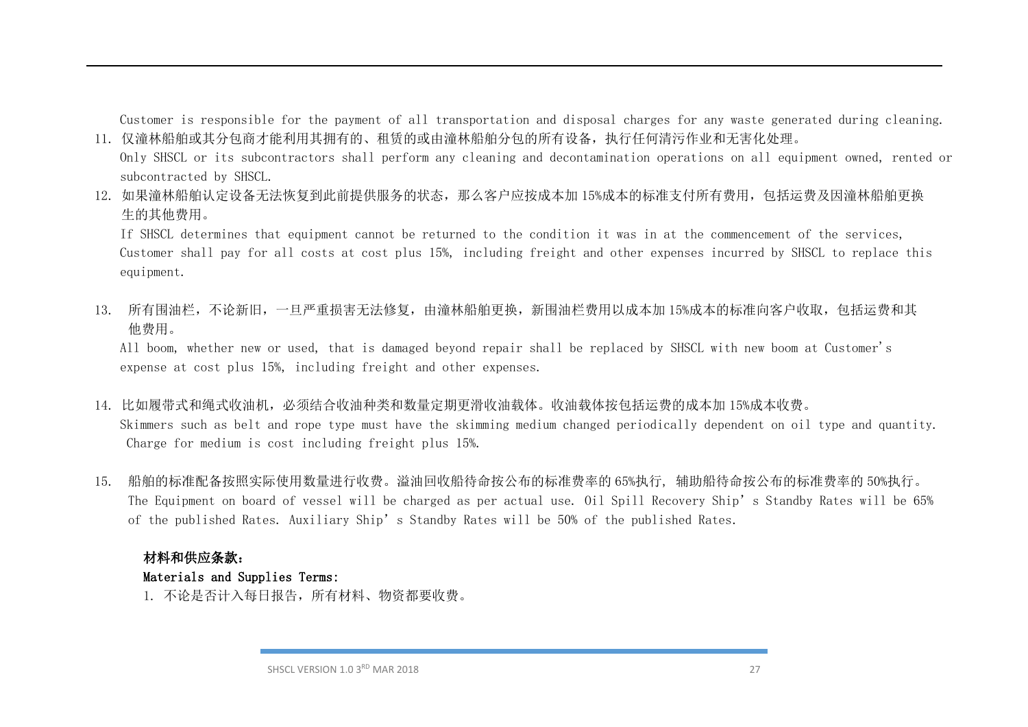Customer is responsible for the payment of all transportation and disposal charges for any waste generated during cleaning.

11. 仅潼林船舶或其分包商才能利用其拥有的、租赁的或由潼林船舶分包的所有设备，执行任何清污作业和无害化处理。
    Only SHSCL or its subcontractors shall perform any cleaning and decontamination operations on all equipment owned, rented or subcontracted by SHSCL.

12. 如果潼林船舶认定设备无法恢复到此前提供服务的状态，那么客户应按成本加 15%成本的标准支付所有费用，包括运费及因潼林船舶更换生的其他费用。
    If SHSCL determines that equipment cannot be returned to the condition it was in at the commencement of the services, Customer shall pay for all costs at cost plus 15%, including freight and other expenses incurred by SHSCL to replace this equipment.

13. 所有围油栏，不论新旧，一旦严重损害无法修复，由潼林船舶更换，新围油栏费用以成本加 15%成本的标准向客户收取，包括运费和其他费用。
    All boom, whether new or used, that is damaged beyond repair shall be replaced by SHSCL with new boom at Customer's expense at cost plus 15%, including freight and other expenses.

14. 比如履带式和绳式收油机，必须结合收油种类和数量定期更滑收油载体。收油载体按包括运费的成本加 15%成本收费。
    Skimmers such as belt and rope type must have the skimming medium changed periodically dependent on oil type and quantity. Charge for medium is cost including freight plus 15%.

15. 船舶的标准配备按照实际使用数量进行收费。溢油回收船待命按公布的标准费率的 65%执行，辅助船待命按公布的标准费率的 50%执行。
    The Equipment on board of vessel will be charged as per actual use. Oil Spill Recovery Ship's Standby Rates will be 65% of the published Rates. Auxiliary Ship's Standby Rates will be 50% of the published Rates.

**材料和供应条款：**

**Materials and Supplies Terms:**

1. 不论是否计入每日报告，所有材料、物资都要收费。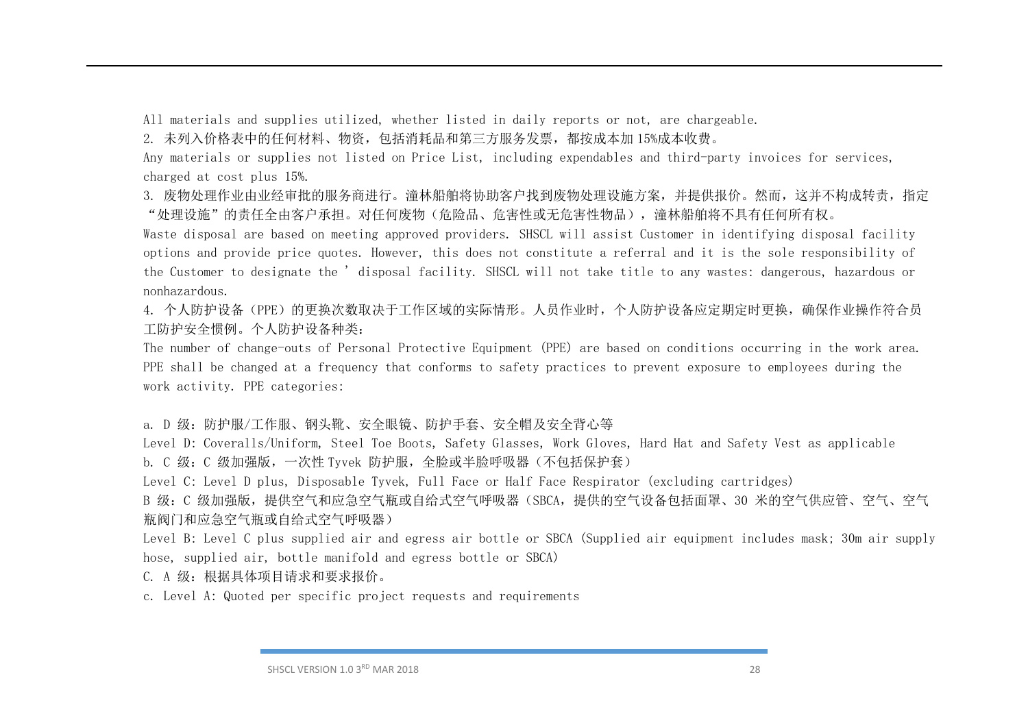All materials and supplies utilized, whether listed in daily reports or not, are chargeable.

2. 未列入价格表中的任何材料、物资，包括消耗品和第三方服务发票，都按成本加 15%成本收费。

Any materials or supplies not listed on Price List, including expendables and third-party invoices for services, charged at cost plus 15%.

3. 废物处理作业由业经审批的服务商进行。潼林船舶将协助客户找到废物处理设施方案，并提供报价。然而，这并不构成转责，指定"处理设施"的责任全由客户承担。对任何废物（危险品、危害性或无危害性物品），潼林船舶将不具有任何所有权。

Waste disposal are based on meeting approved providers. SHSCL will assist Customer in identifying disposal facility options and provide price quotes. However, this does not constitute a referral and it is the sole responsibility of the Customer to designate the ' disposal facility. SHSCL will not take title to any wastes: dangerous, hazardous or nonhazardous.

4. 个人防护设备（PPE）的更换次数取决于工作区域的实际情形。人员作业时，个人防护设备应定期定时更换，确保作业操作符合员工防护安全惯例。个人防护设备种类：

The number of change-outs of Personal Protective Equipment (PPE) are based on conditions occurring in the work area. PPE shall be changed at a frequency that conforms to safety practices to prevent exposure to employees during the work activity. PPE categories:

a. D 级：防护服/工作服、钢头靴、安全眼镜、防护手套、安全帽及安全背心等

Level D: Coveralls/Uniform, Steel Toe Boots, Safety Glasses, Work Gloves, Hard Hat and Safety Vest as applicable

b. C 级：C 级加强版，一次性 Tyvek 防护服，全脸或半脸呼吸器（不包括保护套）

Level C: Level D plus, Disposable Tyvek, Full Face or Half Face Respirator (excluding cartridges)

B 级：C 级加强版，提供空气和应急空气瓶或自给式空气呼吸器（SBCA，提供的空气设备包括面罩、30 米的空气供应管、空气、空气瓶阀门和应急空气瓶或自给式空气呼吸器）

Level B: Level C plus supplied air and egress air bottle or SBCA (Supplied air equipment includes mask; 30m air supply hose, supplied air, bottle manifold and egress bottle or SBCA)

C. A 级：根据具体项目请求和要求报价。

c. Level A: Quoted per specific project requests and requirements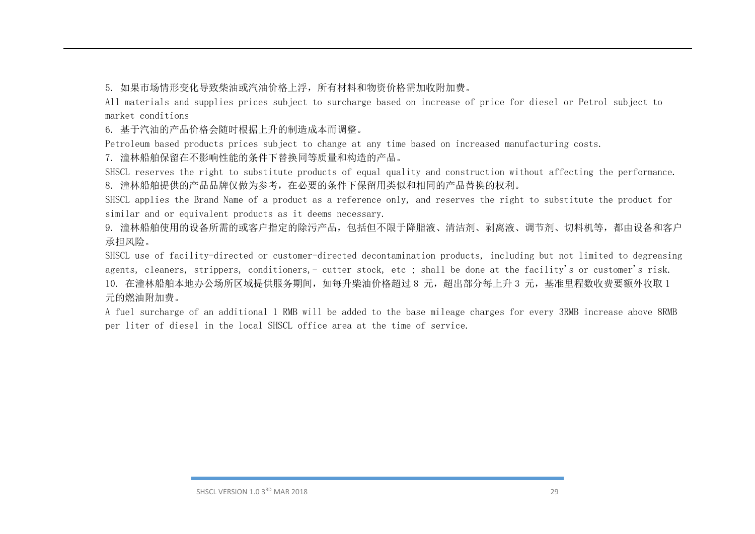5. 如果市场情形变化导致柴油或汽油价格上浮，所有材料和物资价格需加收附加费。

All materials and supplies prices subject to surcharge based on increase of price for diesel or Petrol subject to market conditions

6. 基于汽油的产品价格会随时根据上升的制造成本而调整。

Petroleum based products prices subject to change at any time based on increased manufacturing costs.

7. 潼林船舶保留在不影响性能的条件下替换同等质量和构造的产品。

SHSCL reserves the right to substitute products of equal quality and construction without affecting the performance.

8. 潼林船舶提供的产品品牌仅做为参考，在必要的条件下保留用类似和相同的产品替换的权利。

SHSCL applies the Brand Name of a product as a reference only, and reserves the right to substitute the product for similar and or equivalent products as it deems necessary.

9. 潼林船舶使用的设备所需的或客户指定的除污产品，包括但不限于降脂液、清洁剂、剥离液、调节剂、切料机等，都由设备和客户承担风险。

SHSCL use of facility-directed or customer-directed decontamination products, including but not limited to degreasing agents, cleaners, strippers, conditioners,- cutter stock, etc ; shall be done at the facility's or customer's risk.

10. 在潼林船舶本地办公场所区域提供服务期间，如每升柴油价格超过 8 元，超出部分每上升 3 元，基准里程数收费要额外收取 1 元的燃油附加费。

A fuel surcharge of an additional 1 RMB will be added to the base mileage charges for every 3RMB increase above 8RMB per liter of diesel in the local SHSCL office area at the time of service.